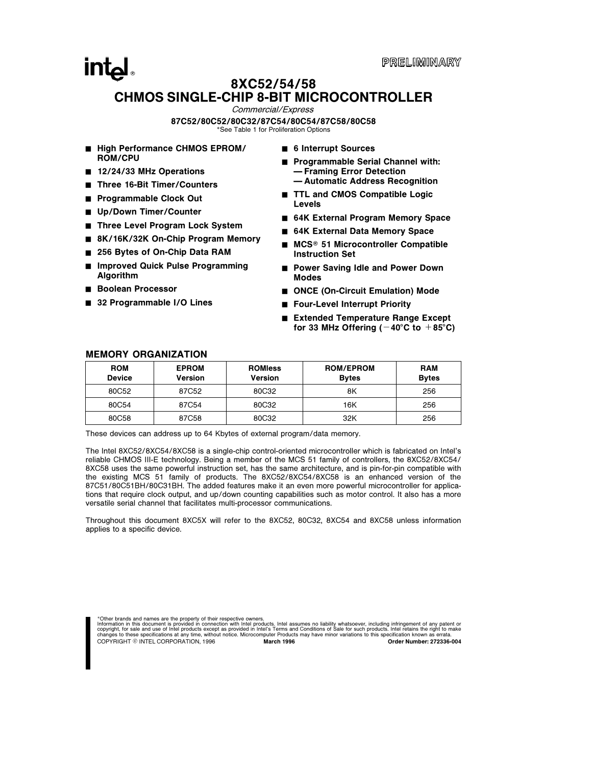PRELIMINARY

# 8XC52/54/58 CHMOS SINGLE-CHIP 8-BIT MICROCONTROLLER

*Commercial/Express*

**87C52/80C52/80C32/87C54/80C54/87C58/80C58**

*See Table 1 for Proliferation Options

- **High Performance CHMOS EPROM/ROM/CPU**
- **12/24/33 MHz Operations**
- **Three 16-Bit Timer/Counters**
- **Programmable Clock Out**
- **Up/Down Timer/Counter**
- **Three Level Program Lock System**
- **8K/16K/32K On-Chip Program Memory**
- **256 Bytes of On-Chip Data RAM**
- **Improved Quick Pulse Programming Algorithm**
- **Boolean Processor**
- **32 Programmable I/O Lines**
- **6 Interrupt Sources**
- **Programmable Serial Channel with:**
  - **Framing Error Detection**
  - **Automatic Address Recognition**
- **TTL and CMOS Compatible Logic Levels**
- **64K External Program Memory Space**
- **64K External Data Memory Space**
- **MCS® 51 Microcontroller Compatible Instruction Set**
- **Power Saving Idle and Power Down Modes**
- **ONCE (On-Circuit Emulation) Mode**
- **Four-Level Interrupt Priority**
- **Extended Temperature Range Except for 33 MHz Offering (−40°C to +85°C)**

## MEMORY ORGANIZATION

| ROM Device | EPROM Version | ROMless Version | ROM/EPROM Bytes | RAM Bytes |
|---|---|---|---|---|
| 80C52 | 87C52 | 80C32 | 8K | 256 |
| 80C54 | 87C54 | 80C32 | 16K | 256 |
| 80C58 | 87C58 | 80C32 | 32K | 256 |

These devices can address up to 64 Kbytes of external program/data memory.

The Intel 8XC52/8XC54/8XC58 is a single-chip control-oriented microcontroller which is fabricated on Intel's reliable CHMOS III-E technology. Being a member of the MCS 51 family of controllers, the 8XC52/8XC54/8XC58 uses the same powerful instruction set, has the same architecture, and is pin-for-pin compatible with the existing MCS 51 family of products. The 8XC52/8XC54/8XC58 is an enhanced version of the 87C51/80C51BH/80C31BH. The added features make it an even more powerful microcontroller for applications that require clock output, and up/down counting capabilities such as motor control. It also has a more versatile serial channel that facilitates multi-processor communications.

Throughout this document 8XC5X will refer to the 8XC52, 80C32, 8XC54 and 8XC58 unless information applies to a specific device.

*Other brands and names are the property of their respective owners.
Information in this document is provided in connection with Intel products. Intel assumes no liability whatsoever, including infringement of any patent or copyright, for sale and use of Intel products except as provided in Intel's Terms and Conditions of Sale for such products. Intel retains the right to make changes to these specifications at any time, without notice. Microcomputer Products may have minor variations to this specification known as errata.
COPYRIGHT © INTEL CORPORATION, 1996 **March 1996** **Order Number: 272336-004**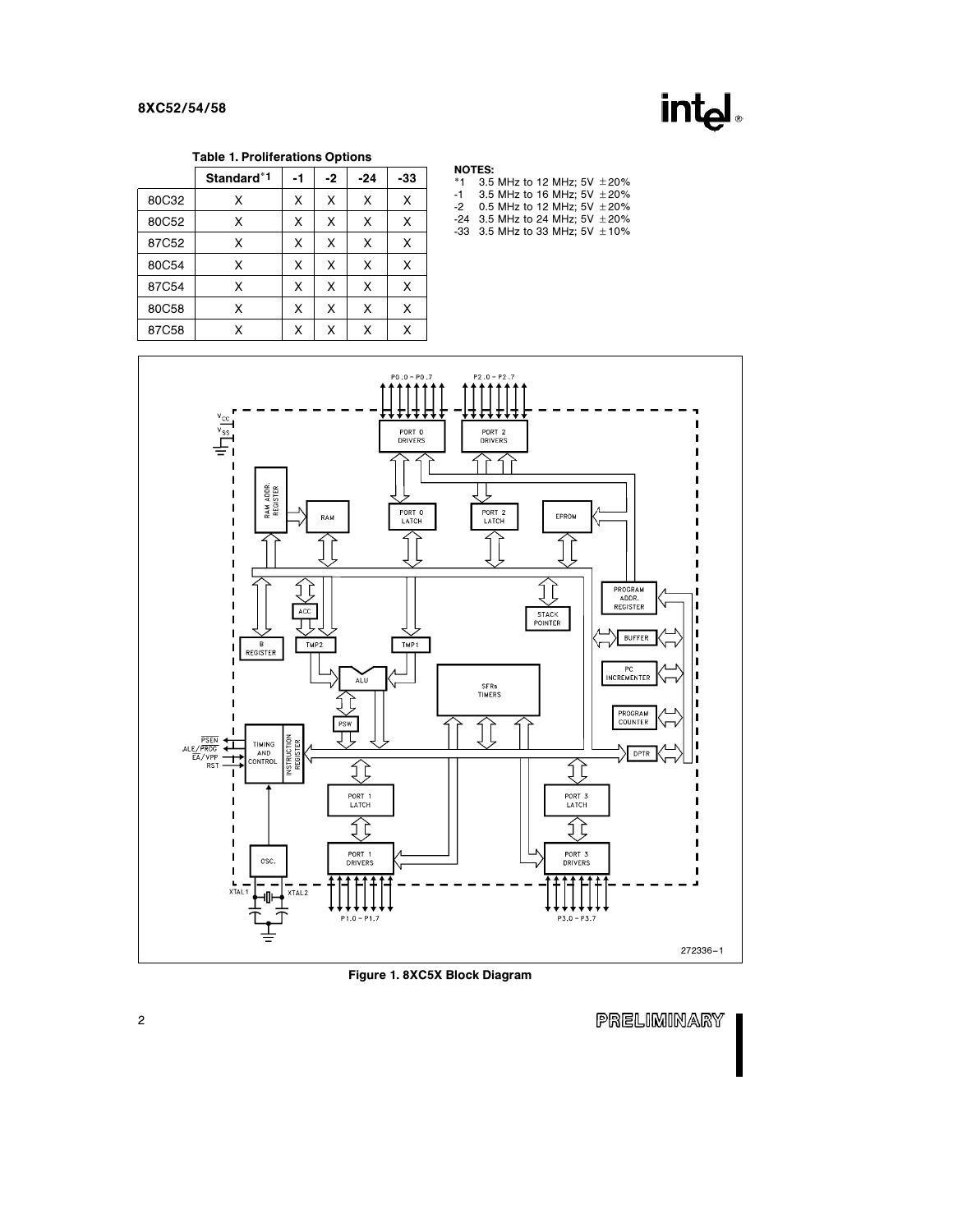**Table 1. Proliferations Options**

| | Standard[*1] | -1 | -2 | -24 | -33 |
|---|---|---|---|---|---|
| 80C32 | X | X | X | X | X |
| 80C52 | X | X | X | X | X |
| 87C52 | X | X | X | X | X |
| 80C54 | X | X | X | X | X |
| 87C54 | X | X | X | X | X |
| 80C58 | X | X | X | X | X |
| 87C58 | X | X | X | X | X |

**NOTES:**

*1 3.5 MHz to 12 MHz; 5V ±20%
-1 3.5 MHz to 16 MHz; 5V ±20%
-2 0.5 MHz to 12 MHz; 5V ±20%
-24 3.5 MHz to 24 MHz; 5V ±20%
-33 3.5 MHz to 33 MHz; 5V ±10%

272336–1

**Figure 1. 8XC5X Block Diagram**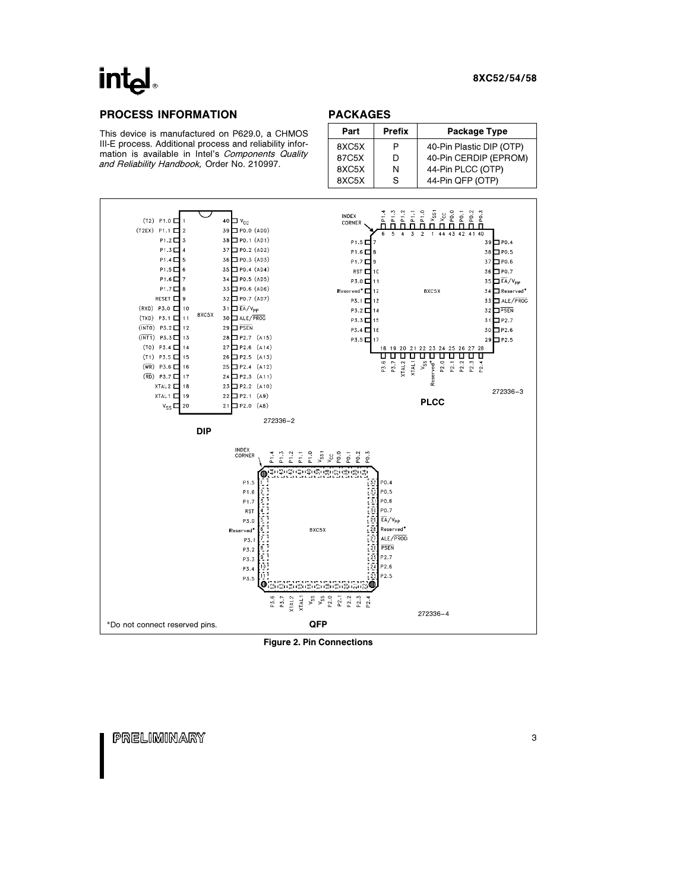## PROCESS INFORMATION

This device is manufactured on P629.0, a CHMOS III-E process. Additional process and reliability information is available in Intel's *Components Quality and Reliability Handbook,* Order No. 210997.

## PACKAGES

| Part | Prefix | Package Type |
|---|---|---|
| 8XC5X | P | 40-Pin Plastic DIP (OTP) |
| 87C5X | D | 40-Pin CERDIP (EPROM) |
| 8XC5X | N | 44-Pin PLCC (OTP) |
| 8XC5X | S | 44-Pin QFP (OTP) |

DIP (272336–2)

| Pin | Name | Pin | Name |
|---|---|---|---|
| 1 | (T2) P1.0 | 40 | $V_{CC}$ |
| 2 | (T2EX) P1.1 | 39 | P0.0 (AD0) |
| 3 | P1.2 | 38 | P0.1 (AD1) |
| 4 | P1.3 | 37 | P0.2 (AD2) |
| 5 | P1.4 | 36 | P0.3 (AD3) |
| 6 | P1.5 | 35 | P0.4 (AD4) |
| 7 | P1.6 | 34 | P0.5 (AD5) |
| 8 | P1.7 | 33 | P0.6 (AD6) |
| 9 | RESET | 32 | P0.7 (AD7) |
| 10 | (RXD) P3.0 | 31 | $\overline{EA}/V_{PP}$ |
| 11 | (TXD) P3.1 | 30 | ALE/$\overline{PROG}$ |
| 12 | ($\overline{INT0}$) P3.2 | 29 | $\overline{PSEN}$ |
| 13 | ($\overline{INT1}$) P3.3 | 28 | P2.7 (A15) |
| 14 | (T0) P3.4 | 27 | P2.6 (A14) |
| 15 | (T1) P3.5 | 26 | P2.5 (A13) |
| 16 | ($\overline{WR}$) P3.6 | 25 | P2.4 (A12) |
| 17 | ($\overline{RD}$) P3.7 | 24 | P2.3 (A11) |
| 18 | XTAL2 | 23 | P2.2 (A10) |
| 19 | XTAL1 | 22 | P2.1 (A9) |
| 20 | $V_{SS}$ | 21 | P2.0 (A8) |

PLCC (272336–3)

| Pin | Name | Pin | Name | Pin | Name | Pin | Name |
|---|---|---|---|---|---|---|---|
| 1 | $V_{SS1}$ | 12 | Reserved* | 23 | Reserved* | 34 | Reserved* |
| 2 | P1.0 | 13 | P3.1 | 24 | P2.0 | 35 | $\overline{EA}/V_{PP}$ |
| 3 | P1.1 | 14 | P3.2 | 25 | P2.1 | 36 | P0.7 |
| 4 | P1.2 | 15 | P3.3 | 26 | P2.2 | 37 | P0.6 |
| 5 | P1.3 | 16 | P3.4 | 27 | P2.3 | 38 | P0.5 |
| 6 | P1.4 | 17 | P3.5 | 28 | P2.4 | 39 | P0.4 |
| 7 | P1.5 | 18 | P3.6 | 29 | P2.5 | 40 | P0.3 |
| 8 | P1.6 | 19 | P3.7 | 30 | P2.6 | 41 | P0.2 |
| 9 | P1.7 | 20 | XTAL2 | 31 | P2.7 | 42 | P0.1 |
| 10 | RST | 21 | XTAL1 | 32 | $\overline{PSEN}$ | 43 | P0.0 |
| 11 | P3.0 | 22 | $V_{SS}$ | 33 | ALE/$\overline{PROG}$ | 44 | $V_{CC}$ |

QFP (272336–4)

| Pin | Name | Pin | Name | Pin | Name | Pin | Name |
|---|---|---|---|---|---|---|---|
| 1 | P1.5 | 12 | P3.6 | 23 | P2.5 | 34 | P0.3 |
| 2 | P1.6 | 13 | P3.7 | 24 | P2.6 | 35 | P0.2 |
| 3 | P1.7 | 14 | XTAL2 | 25 | P2.7 | 36 | P0.1 |
| 4 | RST | 15 | XTAL1 | 26 | $\overline{PSEN}$ | 37 | P0.0 |
| 5 | P3.0 | 16 | $V_{SS}$ | 27 | ALE/$\overline{PROG}$ | 38 | $V_{CC}$ |
| 6 | Reserved* | 17 | $V_{SS}$ | 28 | Reserved* | 39 | $V_{SS1}$ |
| 7 | P3.1 | 18 | P2.0 | 29 | $\overline{EA}/V_{PP}$ | 40 | P1.0 |
| 8 | P3.2 | 19 | P2.1 | 30 | P0.7 | 41 | P1.1 |
| 9 | P3.3 | 20 | P2.2 | 31 | P0.6 | 42 | P1.2 |
| 10 | P3.4 | 21 | P2.3 | 32 | P0.5 | 43 | P1.3 |
| 11 | P3.5 | 22 | P2.4 | 33 | P0.4 | 44 | P1.4 |

*Do not connect reserved pins.

**Figure 2. Pin Connections**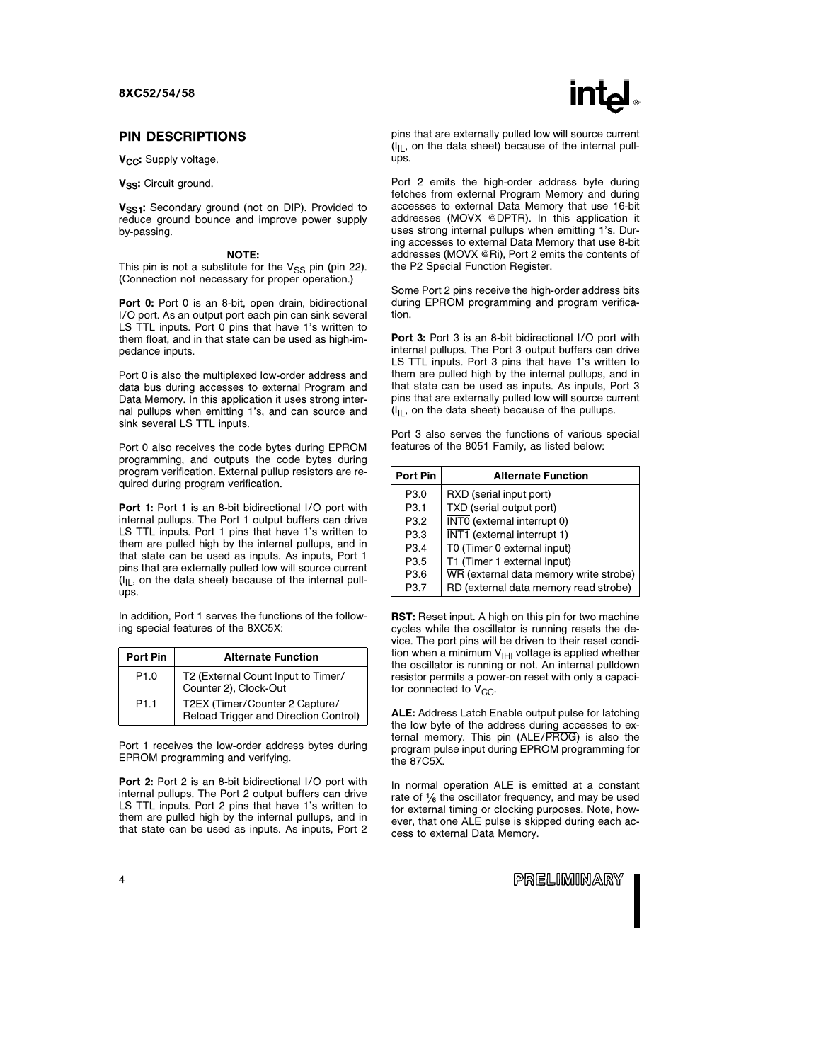## PIN DESCRIPTIONS

**$V_{CC}$:** Supply voltage.

**$V_{SS}$:** Circuit ground.

**$V_{SS1}$:** Secondary ground (not on DIP). Provided to reduce ground bounce and improve power supply by-passing.

**NOTE:**
This pin is not a substitute for the $V_{SS}$ pin (pin 22). (Connection not necessary for proper operation.)

**Port 0:** Port 0 is an 8-bit, open drain, bidirectional I/O port. As an output port each pin can sink several LS TTL inputs. Port 0 pins that have 1's written to them float, and in that state can be used as high-impedance inputs.

Port 0 is also the multiplexed low-order address and data bus during accesses to external Program and Data Memory. In this application it uses strong internal pullups when emitting 1's, and can source and sink several LS TTL inputs.

Port 0 also receives the code bytes during EPROM programming, and outputs the code bytes during program verification. External pullup resistors are required during program verification.

**Port 1:** Port 1 is an 8-bit bidirectional I/O port with internal pullups. The Port 1 output buffers can drive LS TTL inputs. Port 1 pins that have 1's written to them are pulled high by the internal pullups, and in that state can be used as inputs. As inputs, Port 1 pins that are externally pulled low will source current ($I_{IL}$, on the data sheet) because of the internal pullups.

In addition, Port 1 serves the functions of the following special features of the 8XC5X:

| Port Pin | Alternate Function |
|---|---|
| P1.0 | T2 (External Count Input to Timer/Counter 2), Clock-Out |
| P1.1 | T2EX (Timer/Counter 2 Capture/Reload Trigger and Direction Control) |

Port 1 receives the low-order address bytes during EPROM programming and verifying.

**Port 2:** Port 2 is an 8-bit bidirectional I/O port with internal pullups. The Port 2 output buffers can drive LS TTL inputs. Port 2 pins that have 1's written to them are pulled high by the internal pullups, and in that state can be used as inputs. As inputs, Port 2 pins that are externally pulled low will source current ($I_{IL}$, on the data sheet) because of the internal pullups.

Port 2 emits the high-order address byte during fetches from external Program Memory and during accesses to external Data Memory that use 16-bit addresses (MOVX @DPTR). In this application it uses strong internal pullups when emitting 1's. During accesses to external Data Memory that use 8-bit addresses (MOVX @Ri), Port 2 emits the contents of the P2 Special Function Register.

Some Port 2 pins receive the high-order address bits during EPROM programming and program verification.

**Port 3:** Port 3 is an 8-bit bidirectional I/O port with internal pullups. The Port 3 output buffers can drive LS TTL inputs. Port 3 pins that have 1's written to them are pulled high by the internal pullups, and in that state can be used as inputs. As inputs, Port 3 pins that are externally pulled low will source current ($I_{IL}$, on the data sheet) because of the pullups.

Port 3 also serves the functions of various special features of the 8051 Family, as listed below:

| Port Pin | Alternate Function |
|---|---|
| P3.0 | RXD (serial input port) |
| P3.1 | TXD (serial output port) |
| P3.2 | $\overline{\text{INT0}}$ (external interrupt 0) |
| P3.3 | $\overline{\text{INT1}}$ (external interrupt 1) |
| P3.4 | T0 (Timer 0 external input) |
| P3.5 | T1 (Timer 1 external input) |
| P3.6 | $\overline{\text{WR}}$ (external data memory write strobe) |
| P3.7 | $\overline{\text{RD}}$ (external data memory read strobe) |

**RST:** Reset input. A high on this pin for two machine cycles while the oscillator is running resets the device. The port pins will be driven to their reset condition when a minimum $V_{IHI}$ voltage is applied whether the oscillator is running or not. An internal pulldown resistor permits a power-on reset with only a capacitor connected to $V_{CC}$.

**ALE:** Address Latch Enable output pulse for latching the low byte of the address during accesses to external memory. This pin (ALE/$\overline{\text{PROG}}$) is also the program pulse input during EPROM programming for the 87C5X.

In normal operation ALE is emitted at a constant rate of $\frac{1}{6}$ the oscillator frequency, and may be used for external timing or clocking purposes. Note, however, that one ALE pulse is skipped during each access to external Data Memory.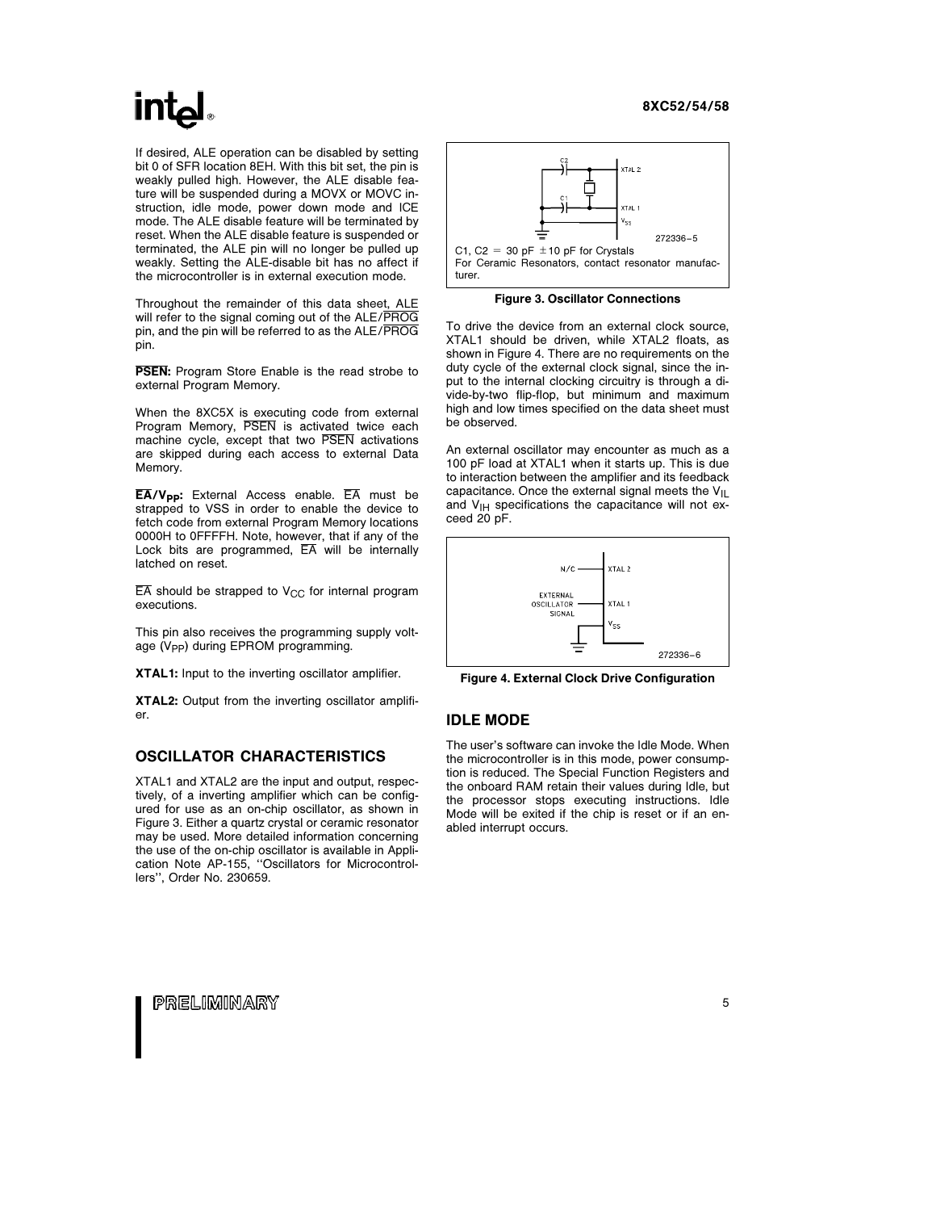If desired, ALE operation can be disabled by setting bit 0 of SFR location 8EH. With this bit set, the pin is weakly pulled high. However, the ALE disable feature will be suspended during a MOVX or MOVC instruction, idle mode, power down mode and ICE mode. The ALE disable feature will be terminated by reset. When the ALE disable feature is suspended or terminated, the ALE pin will no longer be pulled up weakly. Setting the ALE-disable bit has no affect if the microcontroller is in external execution mode.

Throughout the remainder of this data sheet, $\overline{ALE}$ will refer to the signal coming out of the ALE/$\overline{PROG}$ pin, and the pin will be referred to as the ALE/$\overline{PROG}$ pin.

**$\overline{PSEN}$:** Program Store Enable is the read strobe to external Program Memory.

When the 8XC5X is executing code from external Program Memory, $\overline{PSEN}$ is activated twice each machine cycle, except that two $\overline{PSEN}$ activations are skipped during each access to external Data Memory.

**$\overline{EA}$/$V_{PP}$:** External Access enable. $\overline{EA}$ must be strapped to VSS in order to enable the device to fetch code from external Program Memory locations 0000H to 0FFFFH. Note, however, that if any of the Lock bits are programmed, $\overline{EA}$ will be internally latched on reset.

$\overline{EA}$ should be strapped to $V_{CC}$ for internal program executions.

This pin also receives the programming supply voltage ($V_{PP}$) during EPROM programming.

**XTAL1:** Input to the inverting oscillator amplifier.

**XTAL2:** Output from the inverting oscillator amplifier.

## OSCILLATOR CHARACTERISTICS

XTAL1 and XTAL2 are the input and output, respectively, of a inverting amplifier which can be configured for use as an on-chip oscillator, as shown in Figure 3. Either a quartz crystal or ceramic resonator may be used. More detailed information concerning the use of the on-chip oscillator is available in Application Note AP-155, ''Oscillators for Microcontrollers'', Order No. 230659.

C2 XTAL 2 C1 XTAL 1 $V_{SS}$ 272336–5

C1, C2 = 30 pF ±10 pF for Crystals
For Ceramic Resonators, contact resonator manufacturer.

**Figure 3. Oscillator Connections**

To drive the device from an external clock source, XTAL1 should be driven, while XTAL2 floats, as shown in Figure 4. There are no requirements on the duty cycle of the external clock signal, since the input to the internal clocking circuitry is through a divide-by-two flip-flop, but minimum and maximum high and low times specified on the data sheet must be observed.

An external oscillator may encounter as much as a 100 pF load at XTAL1 when it starts up. This is due to interaction between the amplifier and its feedback capacitance. Once the external signal meets the $V_{IL}$ and $V_{IH}$ specifications the capacitance will not exceed 20 pF.

N/C XTAL 2 EXTERNAL OSCILLATOR SIGNAL XTAL 1 $V_{SS}$ 272336–6

**Figure 4. External Clock Drive Configuration**

## IDLE MODE

The user's software can invoke the Idle Mode. When the microcontroller is in this mode, power consumption is reduced. The Special Function Registers and the onboard RAM retain their values during Idle, but the processor stops executing instructions. Idle Mode will be exited if the chip is reset or if an enabled interrupt occurs.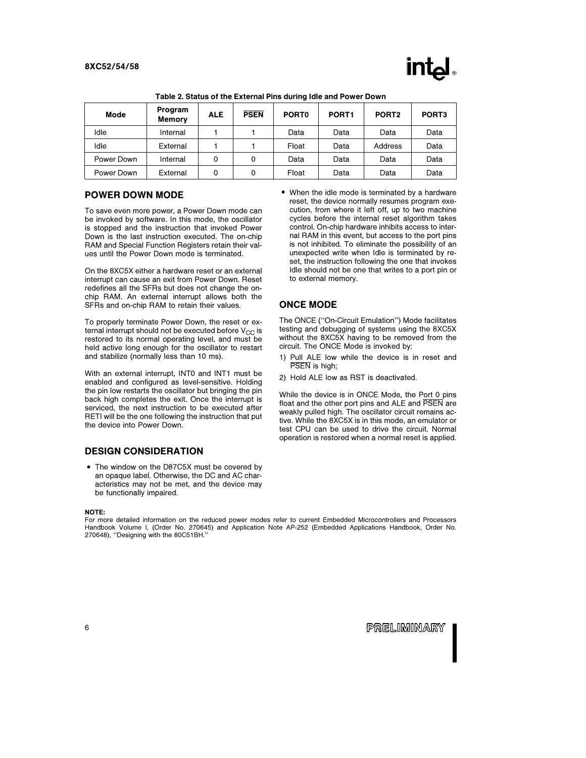**Table 2. Status of the External Pins during Idle and Power Down**

| Mode | Program Memory | ALE | $\overline{PSEN}$ | PORT0 | PORT1 | PORT2 | PORT3 |
|---|---|---|---|---|---|---|---|
| Idle | Internal | 1 | 1 | Data | Data | Data | Data |
| Idle | External | 1 | 1 | Float | Data | Address | Data |
| Power Down | Internal | 0 | 0 | Data | Data | Data | Data |
| Power Down | External | 0 | 0 | Float | Data | Data | Data |

## POWER DOWN MODE

To save even more power, a Power Down mode can be invoked by software. In this mode, the oscillator is stopped and the instruction that invoked Power Down is the last instruction executed. The on-chip RAM and Special Function Registers retain their values until the Power Down mode is terminated.

On the 8XC5X either a hardware reset or an external interrupt can cause an exit from Power Down. Reset redefines all the SFRs but does not change the on-chip RAM. An external interrupt allows both the SFRs and on-chip RAM to retain their values.

To properly terminate Power Down, the reset or external interrupt should not be executed before $V_{CC}$ is restored to its normal operating level, and must be held active long enough for the oscillator to restart and stabilize (normally less than 10 ms).

With an external interrupt, INT0 and INT1 must be enabled and configured as level-sensitive. Holding the pin low restarts the oscillator but bringing the pin back high completes the exit. Once the interrupt is serviced, the next instruction to be executed after RETI will be the one following the instruction that put the device into Power Down.

## DESIGN CONSIDERATION

- The window on the D87C5X must be covered by an opaque label. Otherwise, the DC and AC characteristics may not be met, and the device may be functionally impaired.
- When the idle mode is terminated by a hardware reset, the device normally resumes program execution, from where it left off, up to two machine cycles before the internal reset algorithm takes control. On-chip hardware inhibits access to internal RAM in this event, but access to the port pins is not inhibited. To eliminate the possibility of an unexpected write when Idle is terminated by reset, the instruction following the one that invokes Idle should not be one that writes to a port pin or to external memory.

## ONCE MODE

The ONCE (''On-Circuit Emulation'') Mode facilitates testing and debugging of systems using the 8XC5X without the 8XC5X having to be removed from the circuit. The ONCE Mode is invoked by:

1) Pull ALE low while the device is in reset and $\overline{PSEN}$ is high;

2) Hold ALE low as RST is deactivated.

While the device is in ONCE Mode, the Port 0 pins float and the other port pins and ALE and $\overline{PSEN}$ are weakly pulled high. The oscillator circuit remains active. While the 8XC5X is in this mode, an emulator or test CPU can be used to drive the circuit. Normal operation is restored when a normal reset is applied.

**NOTE:**
For more detailed information on the reduced power modes refer to current Embedded Microcontrollers and Processors Handbook Volume I, (Order No. 270645) and Application Note AP-252 (Embedded Applications Handbook, Order No. 270648), ''Designing with the 80C51BH.''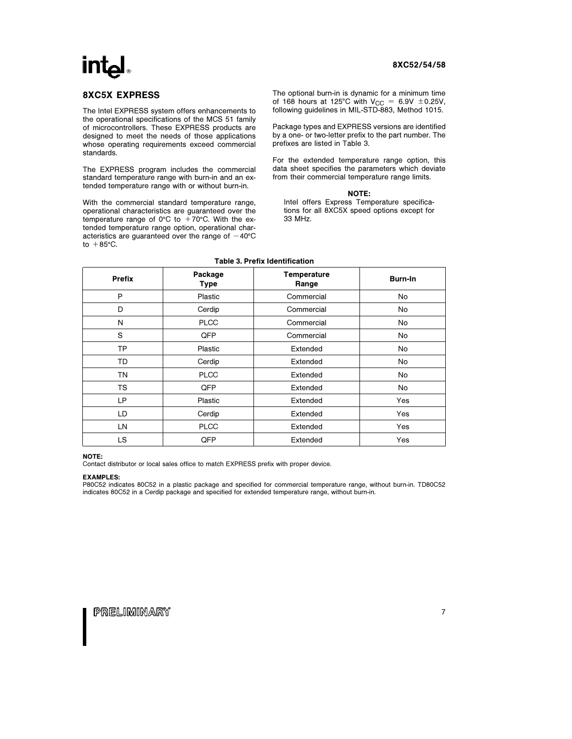## 8XC5X EXPRESS

The Intel EXPRESS system offers enhancements to the operational specifications of the MCS 51 family of microcontrollers. These EXPRESS products are designed to meet the needs of those applications whose operating requirements exceed commercial standards.

The EXPRESS program includes the commercial standard temperature range with burn-in and an extended temperature range with or without burn-in.

With the commercial standard temperature range, operational characteristics are guaranteed over the temperature range of 0°C to +70°C. With the extended temperature range option, operational characteristics are guaranteed over the range of −40°C to +85°C.

The optional burn-in is dynamic for a minimum time of 168 hours at 125°C with $V_{CC}$ = 6.9V ±0.25V, following guidelines in MIL-STD-883, Method 1015.

Package types and EXPRESS versions are identified by a one- or two-letter prefix to the part number. The prefixes are listed in Table 3.

For the extended temperature range option, this data sheet specifies the parameters which deviate from their commercial temperature range limits.

**NOTE:**
Intel offers Express Temperature specifications for all 8XC5X speed options except for 33 MHz.

**Table 3. Prefix Identification**

| Prefix | Package Type | Temperature Range | Burn-In |
|---|---|---|---|
| P | Plastic | Commercial | No |
| D | Cerdip | Commercial | No |
| N | PLCC | Commercial | No |
| S | QFP | Commercial | No |
| TP | Plastic | Extended | No |
| TD | Cerdip | Extended | No |
| TN | PLCC | Extended | No |
| TS | QFP | Extended | No |
| LP | Plastic | Extended | Yes |
| LD | Cerdip | Extended | Yes |
| LN | PLCC | Extended | Yes |
| LS | QFP | Extended | Yes |

**NOTE:**
Contact distributor or local sales office to match EXPRESS prefix with proper device.

**EXAMPLES:**
P80C52 indicates 80C52 in a plastic package and specified for commercial temperature range, without burn-in. TD80C52 indicates 80C52 in a Cerdip package and specified for extended temperature range, without burn-in.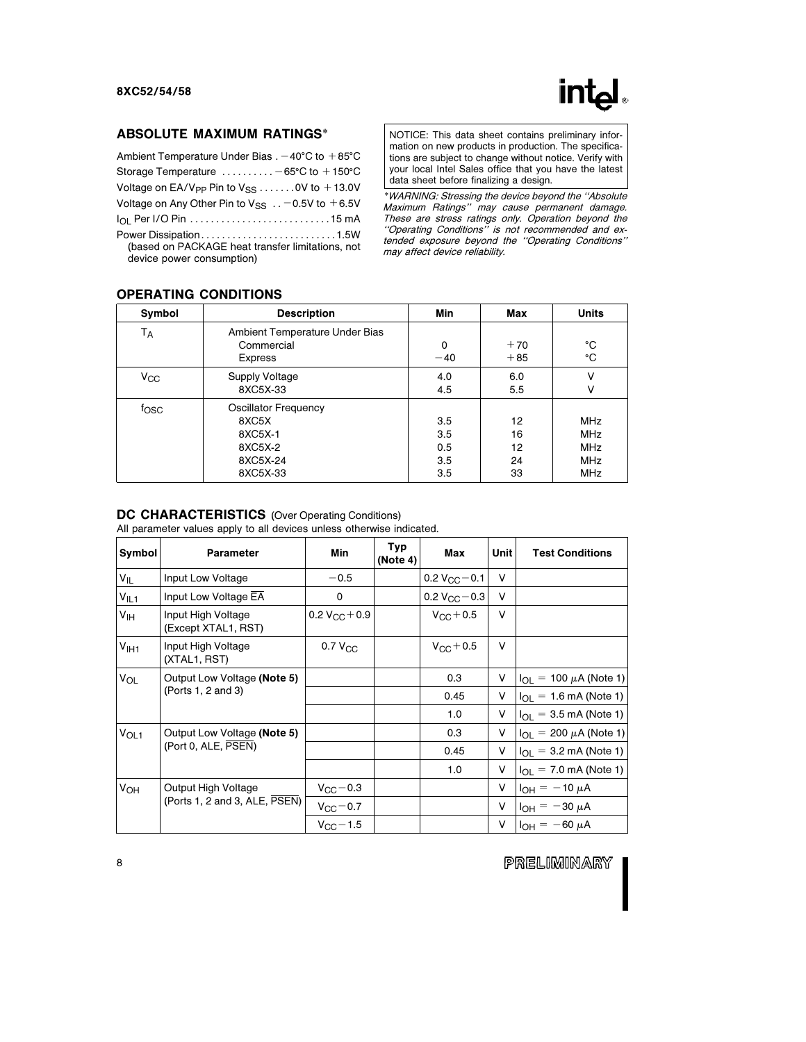## ABSOLUTE MAXIMUM RATINGS*

Ambient Temperature Under Bias . −40°C to +85°C

Storage Temperature .......... −65°C to +150°C

Voltage on EA/$V_{PP}$ Pin to $V_{SS}$ ....... 0V to +13.0V

Voltage on Any Other Pin to $V_{SS}$ .. −0.5V to +6.5V

$I_{OL}$ Per I/O Pin ........................... 15 mA

Power Dissipation.......................... 1.5W
(based on PACKAGE heat transfer limitations, not device power consumption)

NOTICE: This data sheet contains preliminary information on new products in production. The specifications are subject to change without notice. Verify with your local Intel Sales office that you have the latest data sheet before finalizing a design.

**\*WARNING:** *Stressing the device beyond the "Absolute Maximum Ratings" may cause permanent damage. These are stress ratings only. Operation beyond the "Operating Conditions" is not recommended and extended exposure beyond the "Operating Conditions" may affect device reliability.*

## OPERATING CONDITIONS

| Symbol | Description | Min | Max | Units |
|---|---|---|---|---|
| $T_A$ | Ambient Temperature Under Bias | | | |
| | Commercial | 0 | +70 | °C |
| | Express | −40 | +85 | °C |
| $V_{CC}$ | Supply Voltage | 4.0 | 6.0 | V |
| | 8XC5X-33 | 4.5 | 5.5 | V |
| $f_{OSC}$ | Oscillator Frequency | | | |
| | 8XC5X | 3.5 | 12 | MHz |
| | 8XC5X-1 | 3.5 | 16 | MHz |
| | 8XC5X-2 | 0.5 | 12 | MHz |
| | 8XC5X-24 | 3.5 | 24 | MHz |
| | 8XC5X-33 | 3.5 | 33 | MHz |

## DC CHARACTERISTICS (Over Operating Conditions)

All parameter values apply to all devices unless otherwise indicated.

| Symbol | Parameter | Min | Typ (Note 4) | Max | Unit | Test Conditions |
|---|---|---|---|---|---|---|
| $V_{IL}$ | Input Low Voltage | −0.5 | | $0.2\ V_{CC} - 0.1$ | V | |
| $V_{IL1}$ | Input Low Voltage $\overline{EA}$ | 0 | | $0.2\ V_{CC} - 0.3$ | V | |
| $V_{IH}$ | Input High Voltage (Except XTAL1, RST) | $0.2\ V_{CC} + 0.9$ | | $V_{CC} + 0.5$ | V | |
| $V_{IH1}$ | Input High Voltage (XTAL1, RST) | $0.7\ V_{CC}$ | | $V_{CC} + 0.5$ | V | |
| $V_{OL}$ | Output Low Voltage **(Note 5)** (Ports 1, 2 and 3) | | | 0.3 | V | $I_{OL} = 100\ \mu A$ (Note 1) |
| | | | | 0.45 | V | $I_{OL} = 1.6$ mA (Note 1) |
| | | | | 1.0 | V | $I_{OL} = 3.5$ mA (Note 1) |
| $V_{OL1}$ | Output Low Voltage **(Note 5)** (Port 0, ALE, $\overline{PSEN}$) | | | 0.3 | V | $I_{OL} = 200\ \mu A$ (Note 1) |
| | | | | 0.45 | V | $I_{OL} = 3.2$ mA (Note 1) |
| | | | | 1.0 | V | $I_{OL} = 7.0$ mA (Note 1) |
| $V_{OH}$ | Output High Voltage (Ports 1, 2 and 3, ALE, $\overline{PSEN}$) | $V_{CC} - 0.3$ | | | V | $I_{OH} = -10\ \mu A$ |
| | | $V_{CC} - 0.7$ | | | V | $I_{OH} = -30\ \mu A$ |
| | | $V_{CC} - 1.5$ | | | V | $I_{OH} = -60\ \mu A$ |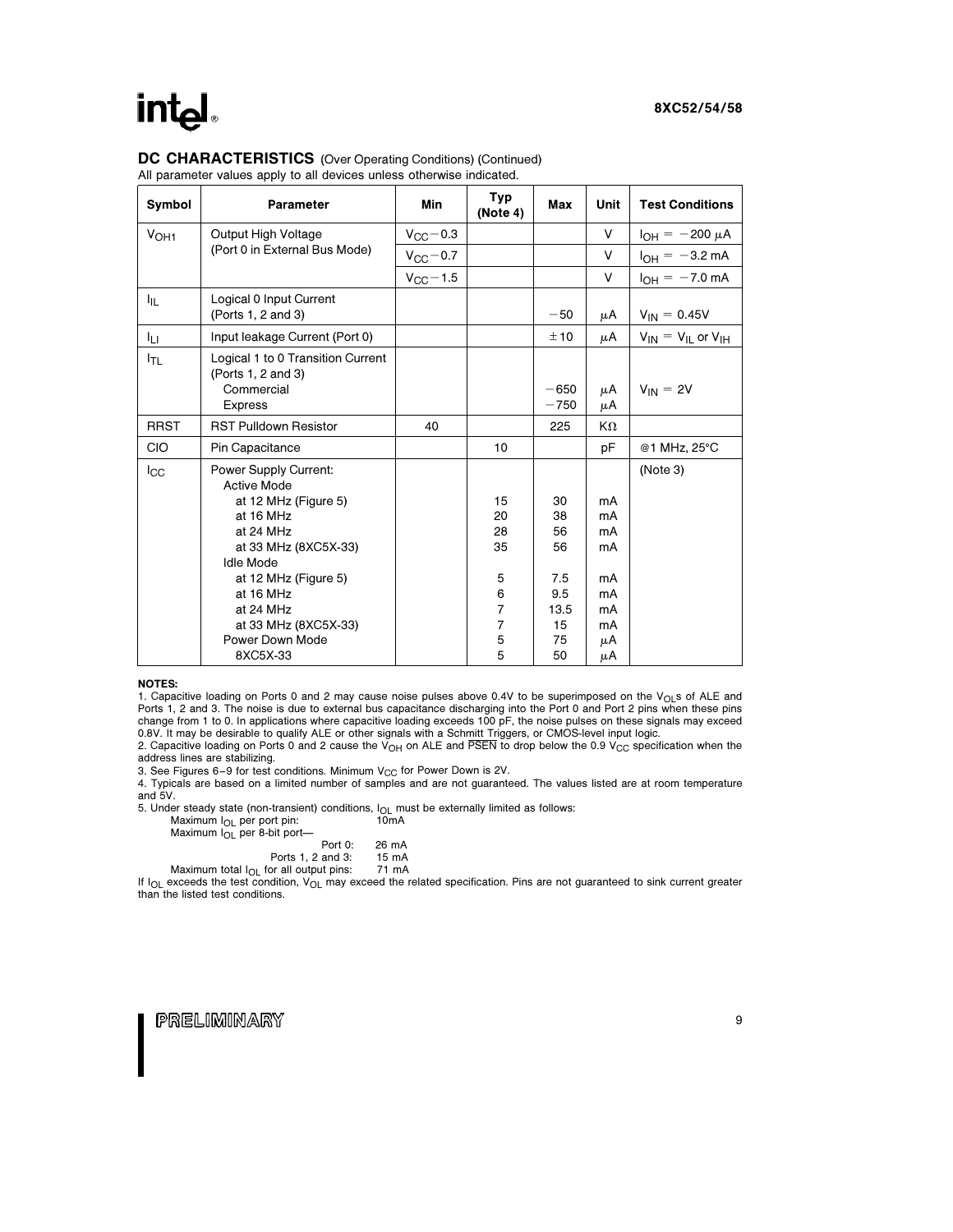## DC CHARACTERISTICS (Over Operating Conditions) (Continued)

All parameter values apply to all devices unless otherwise indicated.

| Symbol | Parameter | Min | Typ (Note 4) | Max | Unit | Test Conditions |
|---|---|---|---|---|---|---|
| $V_{OH1}$ | Output High Voltage (Port 0 in External Bus Mode) | $V_{CC}-0.3$ | | | V | $I_{OH} = -200\ \mu A$ |
| | | $V_{CC}-0.7$ | | | V | $I_{OH} = -3.2$ mA |
| | | $V_{CC}-1.5$ | | | V | $I_{OH} = -7.0$ mA |
| $I_{IL}$ | Logical 0 Input Current (Ports 1, 2 and 3) | | | −50 | μA | $V_{IN} = 0.45V$ |
| $I_{LI}$ | Input leakage Current (Port 0) | | | ±10 | μA | $V_{IN} = V_{IL}$ or $V_{IH}$ |
| $I_{TL}$ | Logical 1 to 0 Transition Current (Ports 1, 2 and 3)<br>Commercial<br>Express | | | <br><br>−650<br>−750 | <br><br>μA<br>μA | $V_{IN} = 2V$ |
| RRST | RST Pulldown Resistor | 40 | | 225 | KΩ | |
| CIO | Pin Capacitance | | 10 | | pF | @1 MHz, 25°C |
| $I_{CC}$ | Power Supply Current:<br>Active Mode<br>at 12 MHz (Figure 5)<br>at 16 MHz<br>at 24 MHz<br>at 33 MHz (8XC5X-33)<br>Idle Mode<br>at 12 MHz (Figure 5)<br>at 16 MHz<br>at 24 MHz<br>at 33 MHz (8XC5X-33)<br>Power Down Mode<br>8XC5X-33 | | <br><br>15<br>20<br>28<br>35<br><br>5<br>6<br>7<br>7<br>5<br>5 | <br><br>30<br>38<br>56<br>56<br><br>7.5<br>9.5<br>13.5<br>15<br>75<br>50 | <br><br>mA<br>mA<br>mA<br>mA<br><br>mA<br>mA<br>mA<br>mA<br>μA<br>μA | (Note 3) |

**NOTES:**

1. Capacitive loading on Ports 0 and 2 may cause noise pulses above 0.4V to be superimposed on the $V_{OL}$s of ALE and Ports 1, 2 and 3. The noise is due to external bus capacitance discharging into the Port 0 and Port 2 pins when these pins change from 1 to 0. In applications where capacitive loading exceeds 100 pF, the noise pulses on these signals may exceed 0.8V. It may be desirable to qualify ALE or other signals with a Schmitt Triggers, or CMOS-level input logic.
2. Capacitive loading on Ports 0 and 2 cause the $V_{OH}$ on ALE and $\overline{PSEN}$ to drop below the 0.9 $V_{CC}$ specification when the address lines are stabilizing.
3. See Figures 6–9 for test conditions. Minimum $V_{CC}$ for Power Down is 2V.
4. Typicals are based on a limited number of samples and are not guaranteed. The values listed are at room temperature and 5V.
5. Under steady state (non-transient) conditions, $I_{OL}$ must be externally limited as follows:
   - Maximum $I_{OL}$ per port pin: 10mA
   - Maximum $I_{OL}$ per 8-bit port—
     - Port 0: 26 mA
     - Ports 1, 2 and 3: 15 mA
   - Maximum total $I_{OL}$ for all output pins: 71 mA

   If $I_{OL}$ exceeds the test condition, $V_{OL}$ may exceed the related specification. Pins are not guaranteed to sink current greater than the listed test conditions.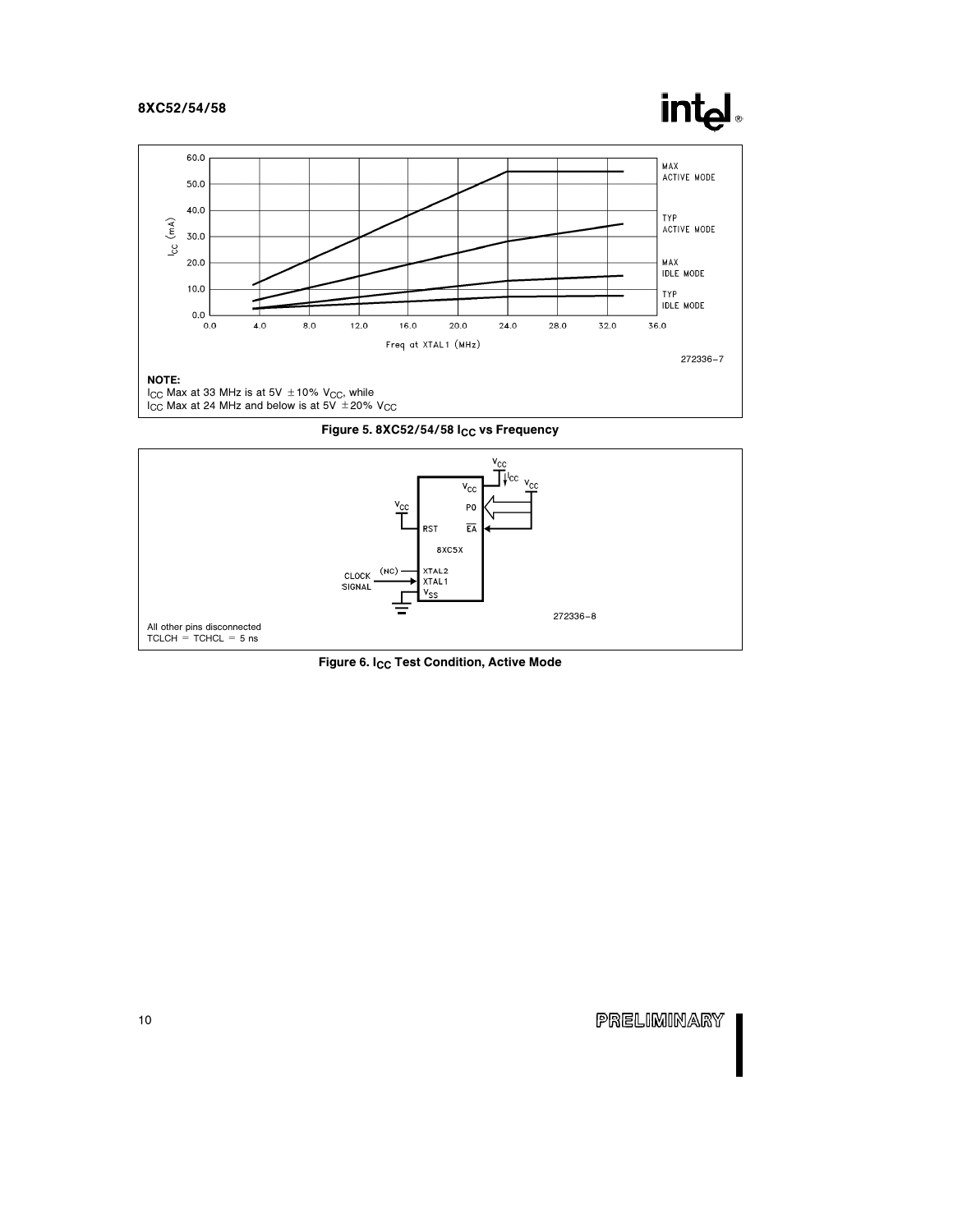**NOTE:**
$I_{CC}$ Max at 33 MHz is at 5V ±10% $V_{CC}$, while
$I_{CC}$ Max at 24 MHz and below is at 5V ±20% $V_{CC}$

**Figure 5. 8XC52/54/58 $I_{CC}$ vs Frequency**

All other pins disconnected
TCLCH = TCHCL = 5 ns

**Figure 6. $I_{CC}$ Test Condition, Active Mode**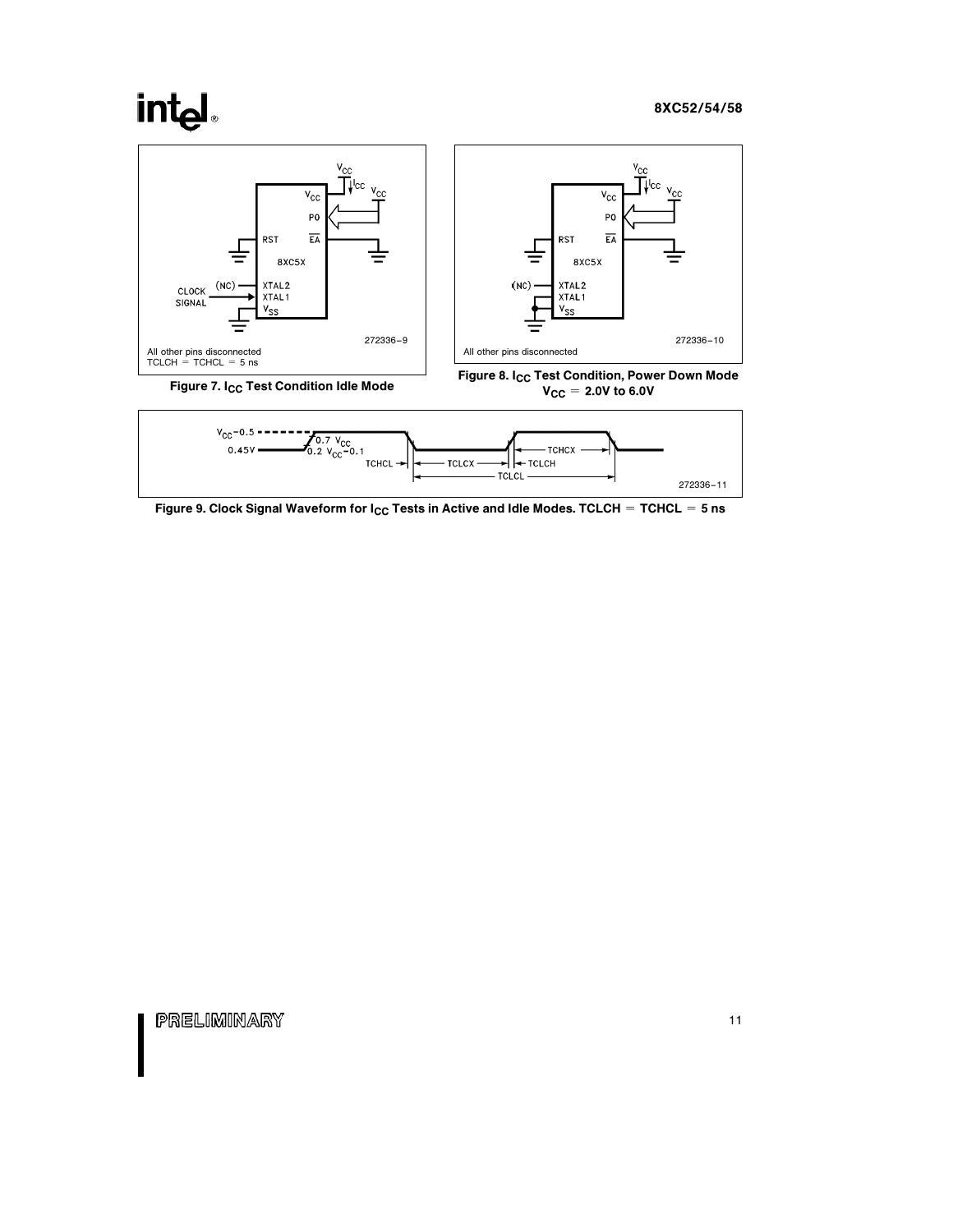All other pins disconnected
TCLCH = TCHCL = 5 ns

272336–9

**Figure 7. $I_{CC}$ Test Condition Idle Mode**

All other pins disconnected

272336–10

**Figure 8. $I_{CC}$ Test Condition, Power Down Mode $V_{CC}$ = 2.0V to 6.0V**

272336–11

**Figure 9. Clock Signal Waveform for $I_{CC}$ Tests in Active and Idle Modes. TCLCH = TCHCL = 5 ns**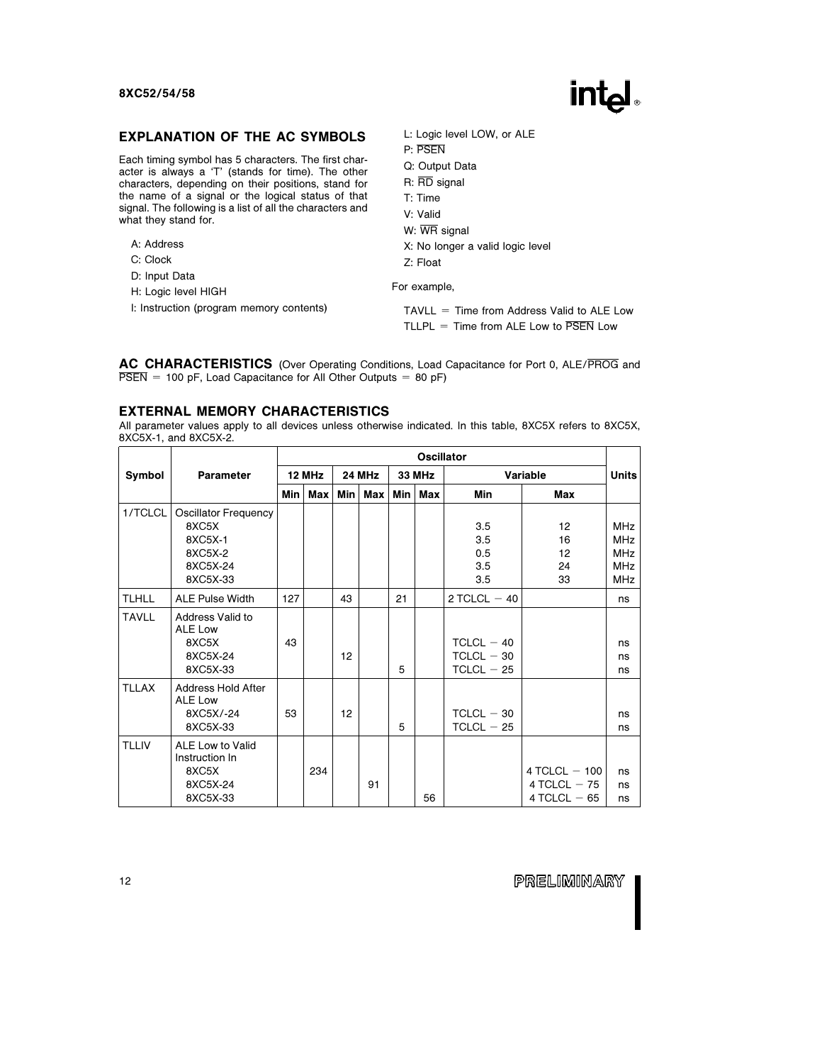## EXPLANATION OF THE AC SYMBOLS

Each timing symbol has 5 characters. The first character is always a 'T' (stands for time). The other characters, depending on their positions, stand for the name of a signal or the logical status of that signal. The following is a list of all the characters and what they stand for.

- A: Address
- C: Clock
- D: Input Data
- H: Logic level HIGH
- I: Instruction (program memory contents)
- L: Logic level LOW, or ALE
- P: $\overline{\text{PSEN}}$
- Q: Output Data
- R: $\overline{\text{RD}}$ signal
- T: Time
- V: Valid
- W: $\overline{\text{WR}}$ signal
- X: No longer a valid logic level
- Z: Float

For example,

TAVLL = Time from Address Valid to ALE Low
TLLPL = Time from ALE Low to $\overline{\text{PSEN}}$ Low

## AC CHARACTERISTICS (Over Operating Conditions, Load Capacitance for Port 0, ALE/$\overline{\text{PROG}}$ and $\overline{\text{PSEN}}$ = 100 pF, Load Capacitance for All Other Outputs = 80 pF)

### EXTERNAL MEMORY CHARACTERISTICS

All parameter values apply to all devices unless otherwise indicated. In this table, 8XC5X refers to 8XC5X, 8XC5X-1, and 8XC5X-2.

| Symbol | Parameter | Oscillator | | | | | | | | Units |
|---|---|---|---|---|---|---|---|---|---|---|
| | | 12 MHz | | 24 MHz | | 33 MHz | | Variable | | |
| | | Min | Max | Min | Max | Min | Max | Min | Max | |
| 1/TCLCL | Oscillator Frequency<br>8XC5X<br>8XC5X-1<br>8XC5X-2<br>8XC5X-24<br>8XC5X-33 | | | | | | | <br>3.5<br>3.5<br>0.5<br>3.5<br>3.5 | <br>12<br>16<br>12<br>24<br>33 | <br>MHz<br>MHz<br>MHz<br>MHz<br>MHz |
| TLHLL | ALE Pulse Width | 127 | | 43 | | 21 | | 2 TCLCL − 40 | | ns |
| TAVLL | Address Valid to ALE Low<br>8XC5X<br>8XC5X-24<br>8XC5X-33 | <br>43 | | <br><br>12 | | <br><br><br>5 | | <br>TCLCL − 40<br>TCLCL − 30<br>TCLCL − 25 | | <br>ns<br>ns<br>ns |
| TLLAX | Address Hold After ALE Low<br>8XC5X/-24<br>8XC5X-33 | <br>53 | | <br>12 | | <br><br>5 | | <br>TCLCL − 30<br>TCLCL − 25 | | <br>ns<br>ns |
| TLLIV | ALE Low to Valid Instruction In<br>8XC5X<br>8XC5X-24<br>8XC5X-33 | | <br>234 | | <br><br>91 | | <br><br><br>56 | | <br>4 TCLCL − 100<br>4 TCLCL − 75<br>4 TCLCL − 65 | <br>ns<br>ns<br>ns |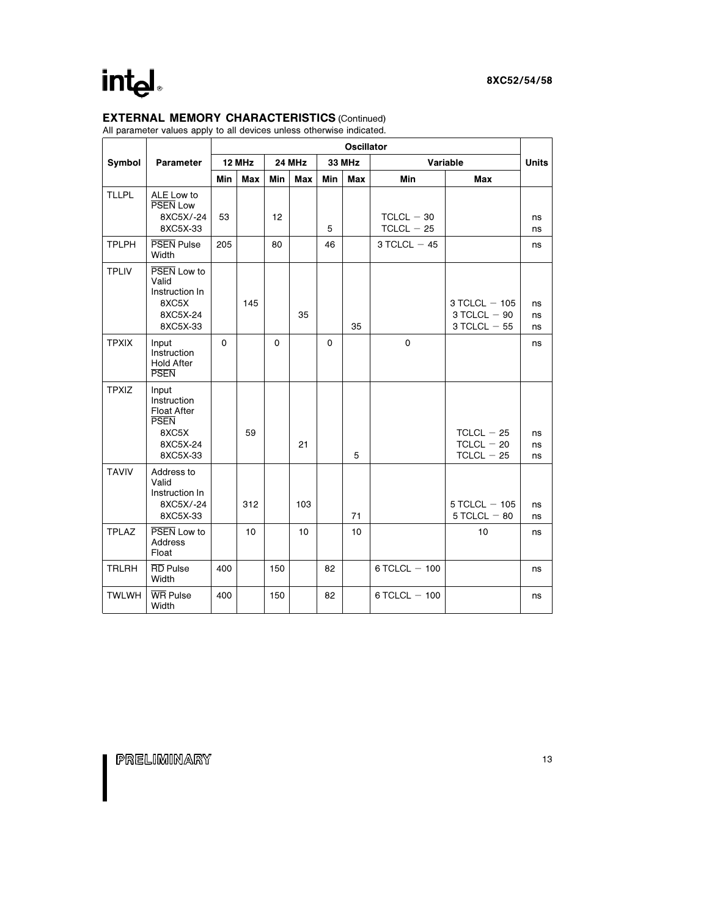## EXTERNAL MEMORY CHARACTERISTICS (Continued)

All parameter values apply to all devices unless otherwise indicated.

| Symbol | Parameter | Oscillator | | | | | | | | Units |
|---|---|---|---|---|---|---|---|---|---|---|
| | | 12 MHz | | 24 MHz | | 33 MHz | | Variable | | |
| | | Min | Max | Min | Max | Min | Max | Min | Max | |
| TLLPL | ALE Low to $\overline{PSEN}$ Low<br>8XC5X/-24<br>8XC5X-33 | 53 | | 12 | | 5 | | TCLCL − 30<br>TCLCL − 25 | | ns<br>ns |
| TPLPH | $\overline{PSEN}$ Pulse Width | 205 | | 80 | | 46 | | 3 TCLCL − 45 | | ns |
| TPLIV | $\overline{PSEN}$ Low to Valid Instruction In<br>8XC5X<br>8XC5X-24<br>8XC5X-33 | | 145 | | 35 | | 35 | | 3 TCLCL − 105<br>3 TCLCL − 90<br>3 TCLCL − 55 | ns<br>ns<br>ns |
| TPXIX | Input Instruction Hold After $\overline{PSEN}$ | 0 | | 0 | | 0 | | 0 | | ns |
| TPXIZ | Input Instruction Float After $\overline{PSEN}$<br>8XC5X<br>8XC5X-24<br>8XC5X-33 | | 59 | | 21 | | 5 | | TCLCL − 25<br>TCLCL − 20<br>TCLCL − 25 | ns<br>ns<br>ns |
| TAVIV | Address to Valid Instruction In<br>8XC5X/-24<br>8XC5X-33 | | 312 | | 103 | | 71 | | 5 TCLCL − 105<br>5 TCLCL − 80 | ns<br>ns |
| TPLAZ | $\overline{PSEN}$ Low to Address Float | | 10 | | 10 | | 10 | | 10 | ns |
| TRLRH | $\overline{RD}$ Pulse Width | 400 | | 150 | | 82 | | 6 TCLCL − 100 | | ns |
| TWLWH | $\overline{WR}$ Pulse Width | 400 | | 150 | | 82 | | 6 TCLCL − 100 | | ns |

PRELIMINARY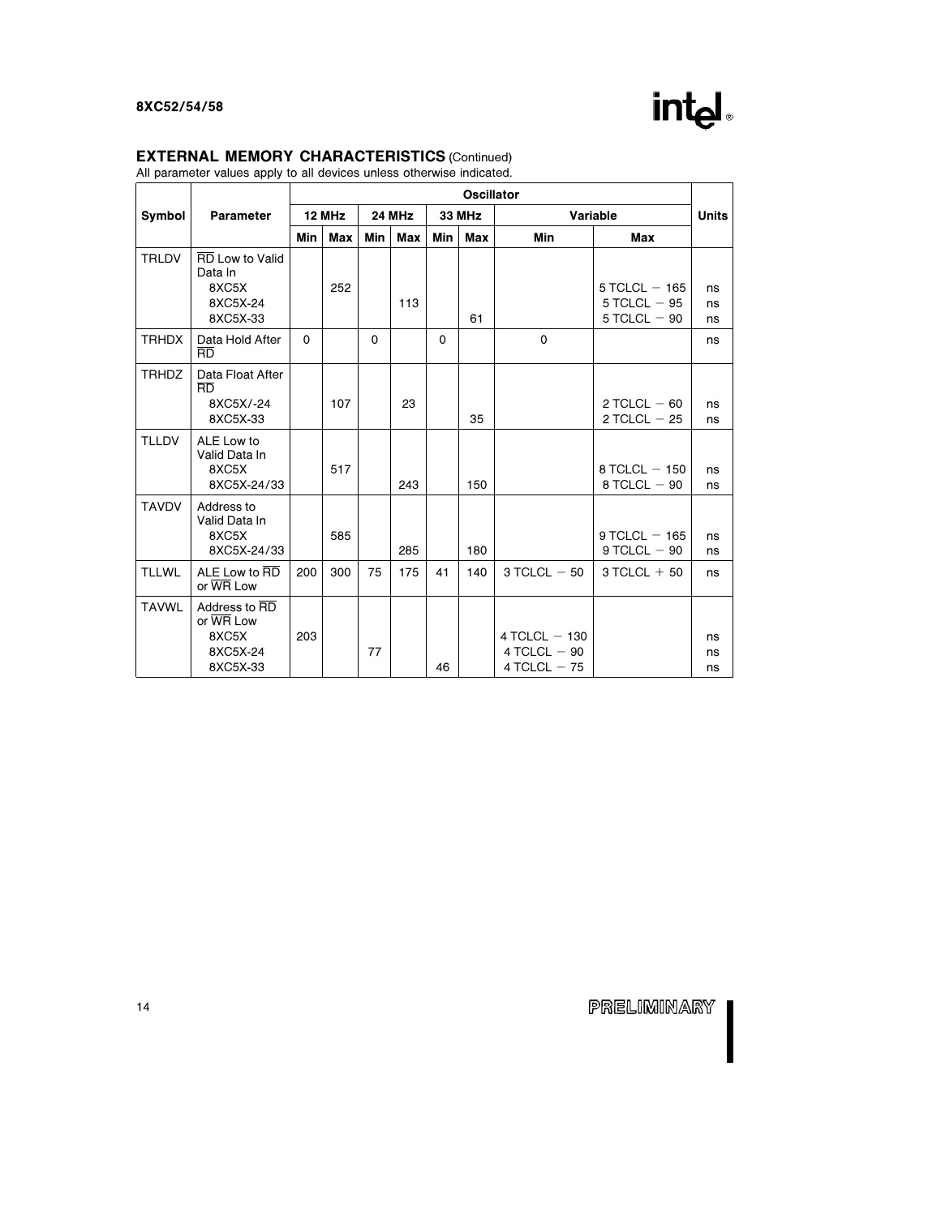## EXTERNAL MEMORY CHARACTERISTICS (Continued)

All parameter values apply to all devices unless otherwise indicated.

| Symbol | Parameter | Oscillator | | | | | | | | Units |
|---|---|---|---|---|---|---|---|---|---|---|
| | | 12 MHz | | 24 MHz | | 33 MHz | | Variable | | |
| | | Min | Max | Min | Max | Min | Max | Min | Max | |
| TRLDV | $\overline{RD}$ Low to Valid Data In | | | | | | | | | |
| | 8XC5X | | 252 | | | | | | 5 TCLCL − 165 | ns |
| | 8XC5X-24 | | | | 113 | | | | 5 TCLCL − 95 | ns |
| | 8XC5X-33 | | | | | | 61 | | 5 TCLCL − 90 | ns |
| TRHDX | Data Hold After $\overline{RD}$ | 0 | | 0 | | 0 | | 0 | | ns |
| TRHDZ | Data Float After $\overline{RD}$ | | | | | | | | | |
| | 8XC5X/-24 | | 107 | | 23 | | | | 2 TCLCL − 60 | ns |
| | 8XC5X-33 | | | | | | 35 | | 2 TCLCL − 25 | ns |
| TLLDV | ALE Low to Valid Data In | | | | | | | | | |
| | 8XC5X | | 517 | | | | | | 8 TCLCL − 150 | ns |
| | 8XC5X-24/33 | | | | 243 | | 150 | | 8 TCLCL − 90 | ns |
| TAVDV | Address to Valid Data In | | | | | | | | | |
| | 8XC5X | | 585 | | | | | | 9 TCLCL − 165 | ns |
| | 8XC5X-24/33 | | | | 285 | | 180 | | 9 TCLCL − 90 | ns |
| TLLWL | ALE Low to $\overline{RD}$ or $\overline{WR}$ Low | 200 | 300 | 75 | 175 | 41 | 140 | 3 TCLCL − 50 | 3 TCLCL + 50 | ns |
| TAVWL | Address to $\overline{RD}$ or $\overline{WR}$ Low | | | | | | | | | |
| | 8XC5X | 203 | | | | | | 4 TCLCL − 130 | | ns |
| | 8XC5X-24 | | | 77 | | | | 4 TCLCL − 90 | | ns |
| | 8XC5X-33 | | | | | 46 | | 4 TCLCL − 75 | | ns |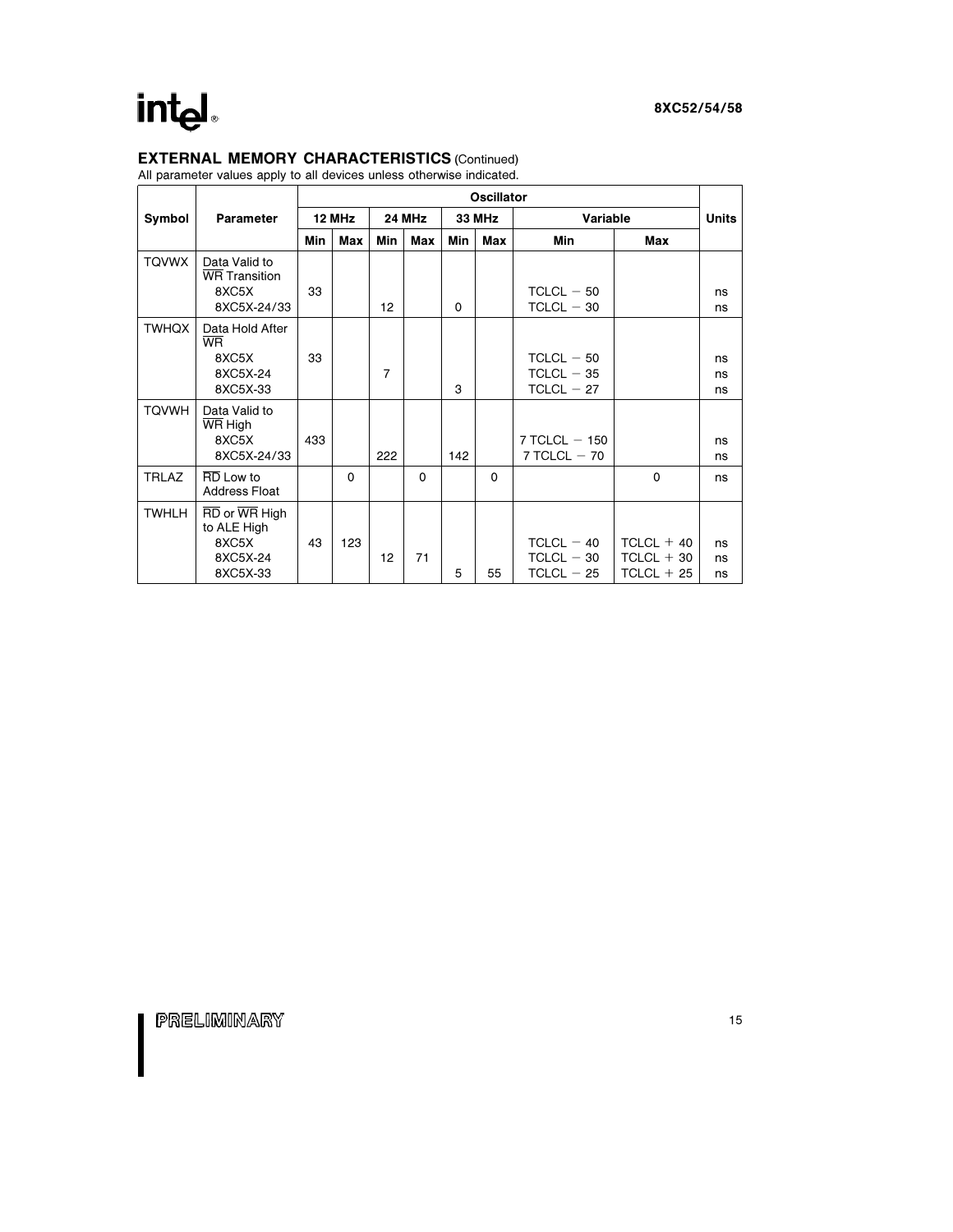## EXTERNAL MEMORY CHARACTERISTICS (Continued)

All parameter values apply to all devices unless otherwise indicated.

| Symbol | Parameter | Oscillator | | | | | | | | Units |
|---|---|---|---|---|---|---|---|---|---|---|
| | | 12 MHz | | 24 MHz | | 33 MHz | | Variable | | |
| | | Min | Max | Min | Max | Min | Max | Min | Max | |
| TQVWX | Data Valid to $\overline{WR}$ Transition | | | | | | | | | |
| | 8XC5X | 33 | | | | | | TCLCL − 50 | | ns |
| | 8XC5X-24/33 | | | 12 | | 0 | | TCLCL − 30 | | ns |
| TWHQX | Data Hold After $\overline{WR}$ | | | | | | | | | |
| | 8XC5X | 33 | | | | | | TCLCL − 50 | | ns |
| | 8XC5X-24 | | | 7 | | | | TCLCL − 35 | | ns |
| | 8XC5X-33 | | | | | 3 | | TCLCL − 27 | | ns |
| TQVWH | Data Valid to $\overline{WR}$ High | | | | | | | | | |
| | 8XC5X | 433 | | | | | | 7 TCLCL − 150 | | ns |
| | 8XC5X-24/33 | | | 222 | | 142 | | 7 TCLCL − 70 | | ns |
| TRLAZ | $\overline{RD}$ Low to Address Float | | 0 | | 0 | | 0 | | 0 | ns |
| TWHLH | $\overline{RD}$ or $\overline{WR}$ High to ALE High | | | | | | | | | |
| | 8XC5X | 43 | 123 | | | | | TCLCL − 40 | TCLCL + 40 | ns |
| | 8XC5X-24 | | | 12 | 71 | | | TCLCL − 30 | TCLCL + 30 | ns |
| | 8XC5X-33 | | | | | 5 | 55 | TCLCL − 25 | TCLCL + 25 | ns |

PRELIMINARY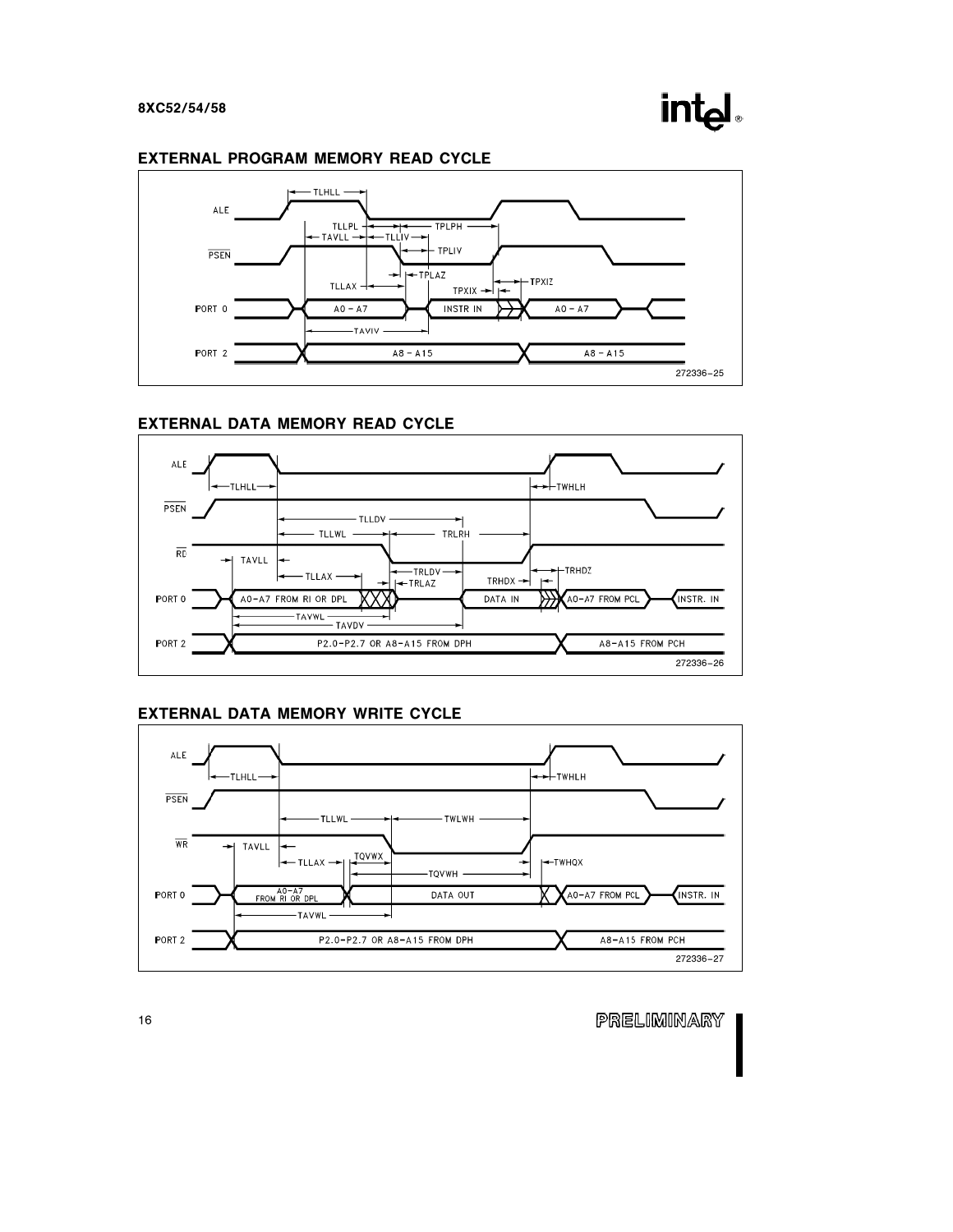## EXTERNAL PROGRAM MEMORY READ CYCLE

ALE, PSEN, PORT 0 (A0 – A7, INSTR IN, A0 – A7), PORT 2 (A8 – A15, A8 – A15)

TLHLL, TLLPL, TPLPH, TAVLL, TLLIV, TPLIV, TPLAZ, TLLAX, TPXIX, TPXIZ, TAVIV

272336–25

## EXTERNAL DATA MEMORY READ CYCLE

ALE, PSEN, RD, PORT 0 (A0–A7 FROM RI OR DPL, DATA IN, A0–A7 FROM PCL, INSTR. IN), PORT 2 (P2.0–P2.7 OR A8–A15 FROM DPH, A8–A15 FROM PCH)

TLHLL, TWHLH, TLLDV, TLLWL, TRLRH, TAVLL, TLLAX, TRLDV, TRLAZ, TRHDX, TRHDZ, TAVWL, TAVDV

272336–26

## EXTERNAL DATA MEMORY WRITE CYCLE

ALE, PSEN, WR, PORT 0 (A0–A7 FROM RI OR DPL, DATA OUT, A0–A7 FROM PCL, INSTR. IN), PORT 2 (P2.0–P2.7 OR A8–A15 FROM DPH, A8–A15 FROM PCH)

TLHLL, TWHLH, TLLWL, TWLWH, TAVLL, TLLAX, TQVWX, TQVWH, TWHQX, TAVWL

272336–27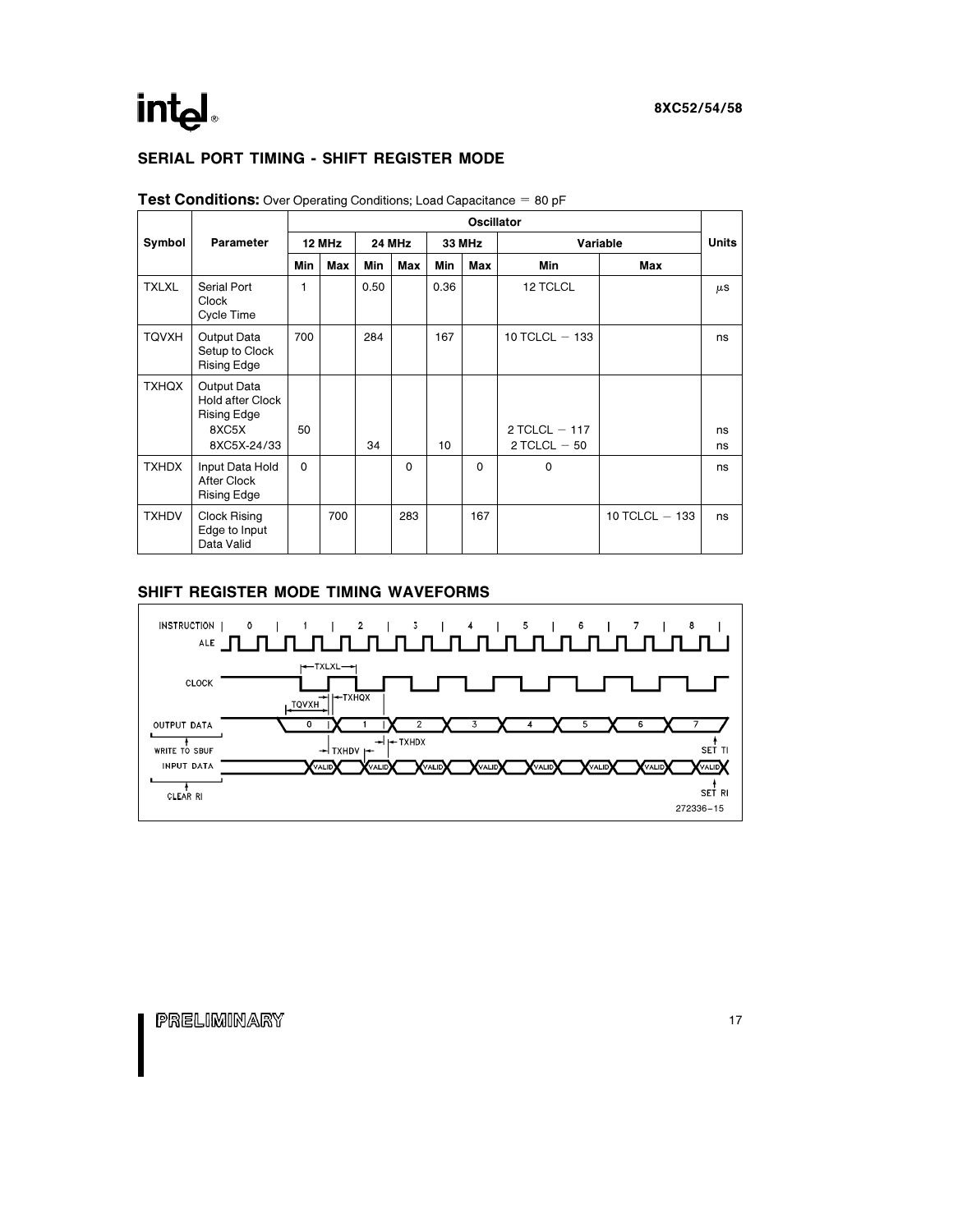## SERIAL PORT TIMING - SHIFT REGISTER MODE

**Test Conditions:** Over Operating Conditions; Load Capacitance = 80 pF

| Symbol | Parameter | Oscillator | | | | | | | | Units |
|---|---|---|---|---|---|---|---|---|---|---|
| | | 12 MHz | | 24 MHz | | 33 MHz | | Variable | | |
| | | Min | Max | Min | Max | Min | Max | Min | Max | |
| TXLXL | Serial Port Clock Cycle Time | 1 | | 0.50 | | 0.36 | | 12 TCLCL | | μs |
| TQVXH | Output Data Setup to Clock Rising Edge | 700 | | 284 | | 167 | | 10 TCLCL − 133 | | ns |
| TXHQX | Output Data Hold after Clock Rising Edge | | | | | | | | | |
| | 8XC5X | 50 | | | | | | 2 TCLCL − 117 | | ns |
| | 8XC5X-24/33 | | | 34 | | 10 | | 2 TCLCL − 50 | | ns |
| TXHDX | Input Data Hold After Clock Rising Edge | 0 | | | 0 | | 0 | 0 | | ns |
| TXHDV | Clock Rising Edge to Input Data Valid | | 700 | | 283 | | 167 | | 10 TCLCL − 133 | ns |

## SHIFT REGISTER MODE TIMING WAVEFORMS

272336–15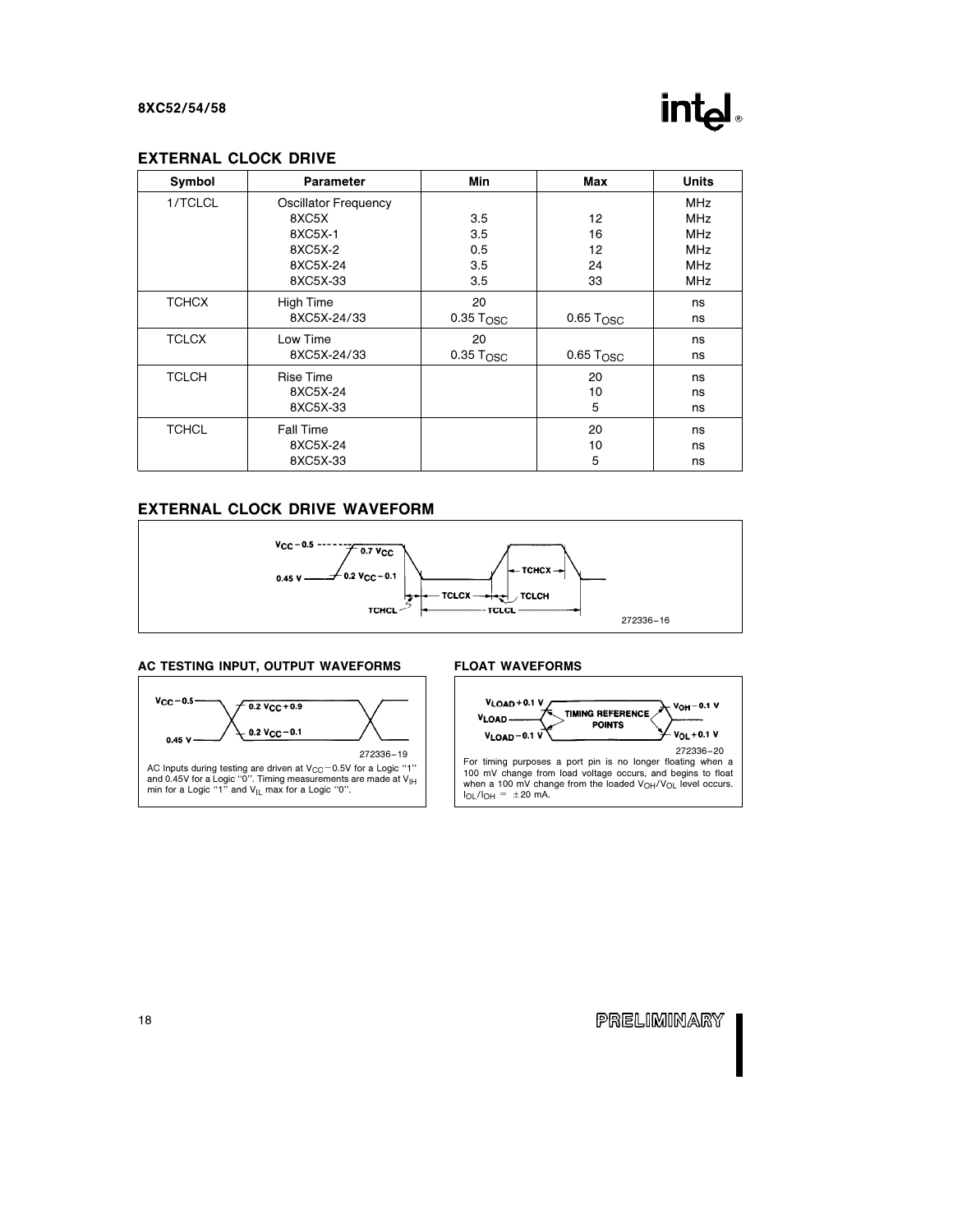## EXTERNAL CLOCK DRIVE

| Symbol | Parameter | Min | Max | Units |
|---|---|---|---|---|
| 1/TCLCL | Oscillator Frequency | | | MHz |
| | 8XC5X | 3.5 | 12 | MHz |
| | 8XC5X-1 | 3.5 | 16 | MHz |
| | 8XC5X-2 | 0.5 | 12 | MHz |
| | 8XC5X-24 | 3.5 | 24 | MHz |
| | 8XC5X-33 | 3.5 | 33 | MHz |
| TCHCX | High Time | 20 | | ns |
| | 8XC5X-24/33 | 0.35 $T_{OSC}$ | 0.65 $T_{OSC}$ | ns |
| TCLCX | Low Time | 20 | | ns |
| | 8XC5X-24/33 | 0.35 $T_{OSC}$ | 0.65 $T_{OSC}$ | ns |
| TCLCH | Rise Time | | 20 | ns |
| | 8XC5X-24 | | 10 | ns |
| | 8XC5X-33 | | 5 | ns |
| TCHCL | Fall Time | | 20 | ns |
| | 8XC5X-24 | | 10 | ns |
| | 8XC5X-33 | | 5 | ns |

## EXTERNAL CLOCK DRIVE WAVEFORM

272336–16

### AC TESTING INPUT, OUTPUT WAVEFORMS

272336–19

AC Inputs during testing are driven at $V_{CC}-0.5V$ for a Logic "1" and 0.45V for a Logic "0". Timing measurements are made at $V_{IH}$ min for a Logic "1" and $V_{IL}$ max for a Logic "0".

### FLOAT WAVEFORMS

272336–20

For timing purposes a port pin is no longer floating when a 100 mV change from load voltage occurs, and begins to float when a 100 mV change from the loaded $V_{OH}/V_{OL}$ level occurs. $I_{OL}/I_{OH} = \pm 20$ mA.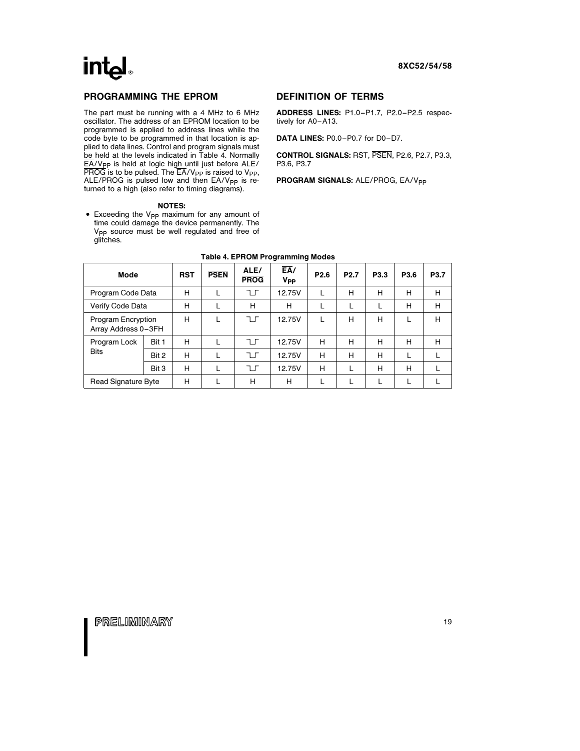## PROGRAMMING THE EPROM

The part must be running with a 4 MHz to 6 MHz oscillator. The address of an EPROM location to be programmed is applied to address lines while the code byte to be programmed in that location is applied to data lines. Control and program signals must be held at the levels indicated in Table 4. Normally $\overline{EA}/V_{PP}$ is held at logic high until just before ALE/$\overline{PROG}$ is to be pulsed. The $\overline{EA}/V_{PP}$ is raised to $V_{PP}$, ALE/$\overline{PROG}$ is pulsed low and then $\overline{EA}/V_{PP}$ is returned to a high (also refer to timing diagrams).

**NOTES:**

- Exceeding the $V_{PP}$ maximum for any amount of time could damage the device permanently. The $V_{PP}$ source must be well regulated and free of glitches.

## DEFINITION OF TERMS

**ADDRESS LINES:** P1.0–P1.7, P2.0–P2.5 respectively for A0–A13.

**DATA LINES:** P0.0–P0.7 for D0–D7.

**CONTROL SIGNALS:** RST, $\overline{PSEN}$, P2.6, P2.7, P3.3, P3.6, P3.7

**PROGRAM SIGNALS:** ALE/$\overline{PROG}$, $\overline{EA}/V_{PP}$

**Table 4. EPROM Programming Modes**

| Mode | | RST | $\overline{PSEN}$ | ALE/$\overline{PROG}$ | $\overline{EA}/V_{PP}$ | P2.6 | P2.7 | P3.3 | P3.6 | P3.7 |
|---|---|---|---|---|---|---|---|---|---|---|
| Program Code Data | | H | L | ⌐_⌐ (pulsed low) | 12.75V | L | H | H | H | H |
| Verify Code Data | | H | L | H | H | L | L | L | H | H |
| Program Encryption Array Address 0–3FH | | H | L | ⌐_⌐ (pulsed low) | 12.75V | L | H | H | L | H |
| Program Lock Bits | Bit 1 | H | L | ⌐_⌐ (pulsed low) | 12.75V | H | H | H | H | H |
| | Bit 2 | H | L | ⌐_⌐ (pulsed low) | 12.75V | H | H | H | L | L |
| | Bit 3 | H | L | ⌐_⌐ (pulsed low) | 12.75V | H | L | H | H | L |
| Read Signature Byte | | H | L | H | H | L | L | L | L | L |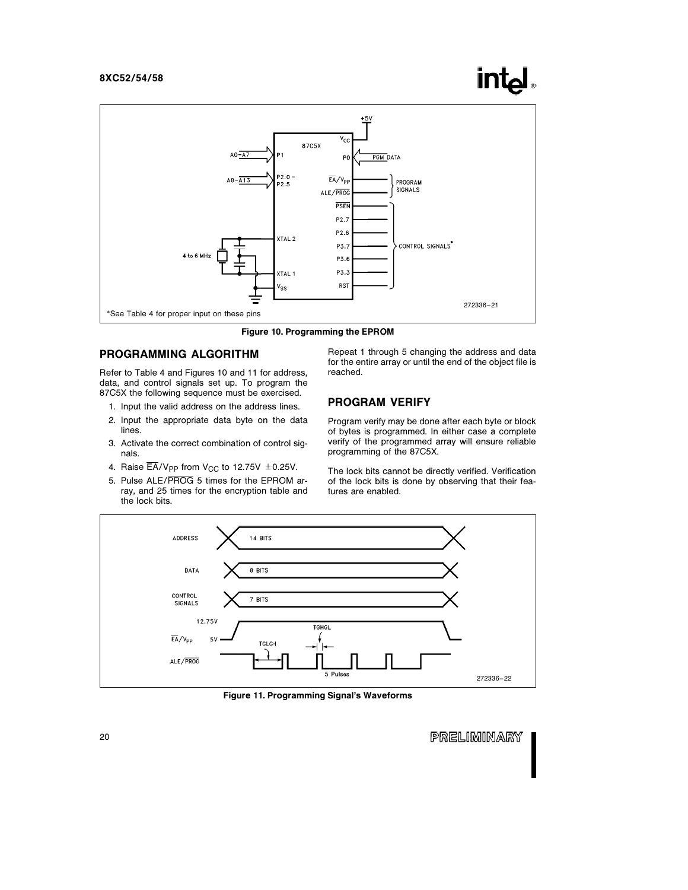*See Table 4 for proper input on these pins

**Figure 10. Programming the EPROM**

## PROGRAMMING ALGORITHM

Refer to Table 4 and Figures 10 and 11 for address, data, and control signals set up. To program the 87C5X the following sequence must be exercised.

1. Input the valid address on the address lines.
2. Input the appropriate data byte on the data lines.
3. Activate the correct combination of control signals.
4. Raise $\overline{EA}/V_{PP}$ from $V_{CC}$ to 12.75V $\pm$0.25V.
5. Pulse ALE/$\overline{PROG}$ 5 times for the EPROM array, and 25 times for the encryption table and the lock bits.

Repeat 1 through 5 changing the address and data for the entire array or until the end of the object file is reached.

## PROGRAM VERIFY

Program verify may be done after each byte or block of bytes is programmed. In either case a complete verify of the programmed array will ensure reliable programming of the 87C5X.

The lock bits cannot be directly verified. Verification of the lock bits is done by observing that their features are enabled.

**Figure 11. Programming Signal's Waveforms**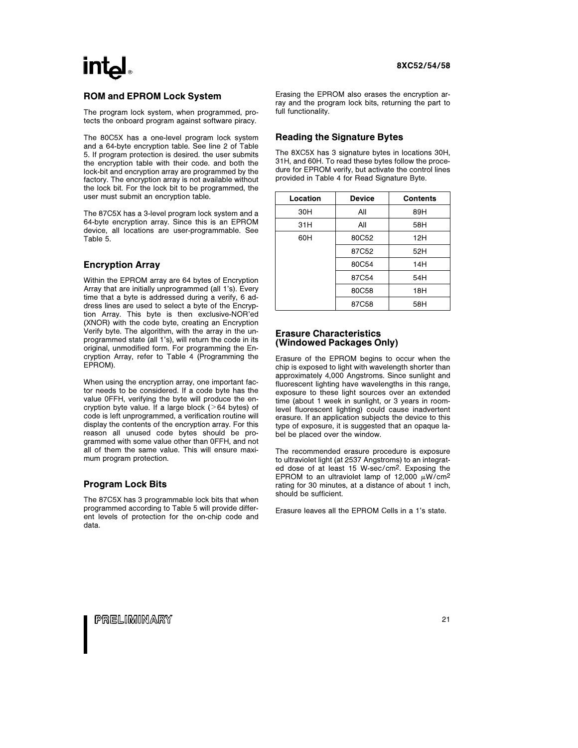## ROM and EPROM Lock System

The program lock system, when programmed, protects the onboard program against software piracy.

The 80C5X has a one-level program lock system and a 64-byte encryption table. See line 2 of Table 5. If program protection is desired. the user submits the encryption table with their code. and both the lock-bit and encryption array are programmed by the factory. The encryption array is not available without the lock bit. For the lock bit to be programmed, the user must submit an encryption table.

The 87C5X has a 3-level program lock system and a 64-byte encryption array. Since this is an EPROM device, all locations are user-programmable. See Table 5.

## Encryption Array

Within the EPROM array are 64 bytes of Encryption Array that are initially unprogrammed (all 1's). Every time that a byte is addressed during a verify, 6 address lines are used to select a byte of the Encryption Array. This byte is then exclusive-NOR'ed (XNOR) with the code byte, creating an Encryption Verify byte. The algorithm, with the array in the unprogrammed state (all 1's), will return the code in its original, unmodified form. For programming the Encryption Array, refer to Table 4 (Programming the EPROM).

When using the encryption array, one important factor needs to be considered. If a code byte has the value 0FFH, verifying the byte will produce the encryption byte value. If a large block (>64 bytes) of code is left unprogrammed, a verification routine will display the contents of the encryption array. For this reason all unused code bytes should be programmed with some value other than 0FFH, and not all of them the same value. This will ensure maximum program protection.

## Program Lock Bits

The 87C5X has 3 programmable lock bits that when programmed according to Table 5 will provide different levels of protection for the on-chip code and data.

Erasing the EPROM also erases the encryption array and the program lock bits, returning the part to full functionality.

## Reading the Signature Bytes

The 8XC5X has 3 signature bytes in locations 30H, 31H, and 60H. To read these bytes follow the procedure for EPROM verify, but activate the control lines provided in Table 4 for Read Signature Byte.

| Location | Device | Contents |
|---|---|---|
| 30H | All | 89H |
| 31H | All | 58H |
| 60H | 80C52 | 12H |
| | 87C52 | 52H |
| | 80C54 | 14H |
| | 87C54 | 54H |
| | 80C58 | 18H |
| | 87C58 | 58H |

## Erasure Characteristics (Windowed Packages Only)

Erasure of the EPROM begins to occur when the chip is exposed to light with wavelength shorter than approximately 4,000 Angstroms. Since sunlight and fluorescent lighting have wavelengths in this range, exposure to these light sources over an extended time (about 1 week in sunlight, or 3 years in room-level fluorescent lighting) could cause inadvertent erasure. If an application subjects the device to this type of exposure, it is suggested that an opaque label be placed over the window.

The recommended erasure procedure is exposure to ultraviolet light (at 2537 Angstroms) to an integrated dose of at least 15 W-sec/cm$^2$. Exposing the EPROM to an ultraviolet lamp of 12,000 $\mu$W/cm$^2$ rating for 30 minutes, at a distance of about 1 inch, should be sufficient.

Erasure leaves all the EPROM Cells in a 1's state.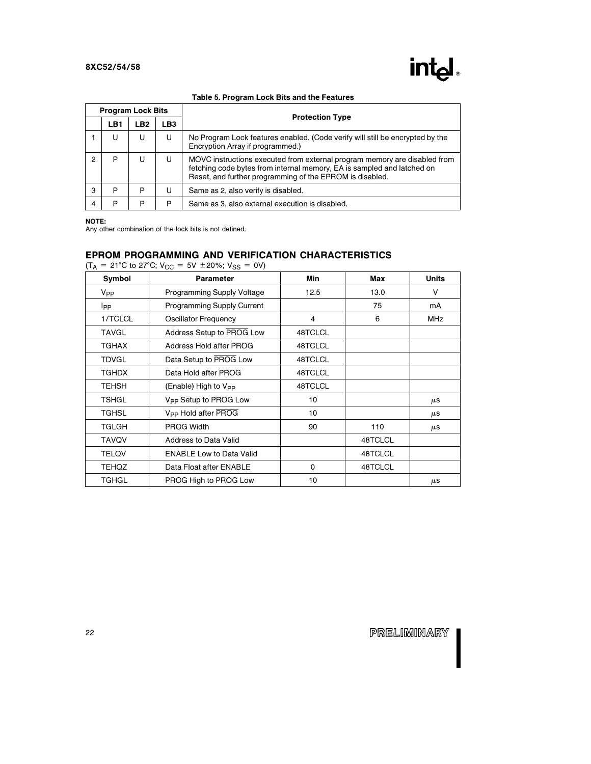**Table 5. Program Lock Bits and the Features**

| Program Lock Bits | | | | Protection Type |
|---|---|---|---|---|
| | LB1 | LB2 | LB3 | |
| 1 | U | U | U | No Program Lock features enabled. (Code verify will still be encrypted by the Encryption Array if programmed.) |
| 2 | P | U | U | MOVC instructions executed from external program memory are disabled from fetching code bytes from internal memory, EA is sampled and latched on Reset, and further programming of the EPROM is disabled. |
| 3 | P | P | U | Same as 2, also verify is disabled. |
| 4 | P | P | P | Same as 3, also external execution is disabled. |

**NOTE:**
Any other combination of the lock bits is not defined.

## EPROM PROGRAMMING AND VERIFICATION CHARACTERISTICS

($T_A$ = 21°C to 27°C; $V_{CC}$ = 5V ±20%; $V_{SS}$ = 0V)

| Symbol | Parameter | Min | Max | Units |
|---|---|---|---|---|
| $V_{PP}$ | Programming Supply Voltage | 12.5 | 13.0 | V |
| $I_{PP}$ | Programming Supply Current | | 75 | mA |
| 1/TCLCL | Oscillator Frequency | 4 | 6 | MHz |
| TAVGL | Address Setup to $\overline{PROG}$ Low | 48TCLCL | | |
| TGHAX | Address Hold after $\overline{PROG}$ | 48TCLCL | | |
| TDVGL | Data Setup to $\overline{PROG}$ Low | 48TCLCL | | |
| TGHDX | Data Hold after $\overline{PROG}$ | 48TCLCL | | |
| TEHSH | (Enable) High to $V_{PP}$ | 48TCLCL | | |
| TSHGL | $V_{PP}$ Setup to $\overline{PROG}$ Low | 10 | | μs |
| TGHSL | $V_{PP}$ Hold after $\overline{PROG}$ | 10 | | μs |
| TGLGH | $\overline{PROG}$ Width | 90 | 110 | μs |
| TAVQV | Address to Data Valid | | 48TCLCL | |
| TELQV | ENABLE Low to Data Valid | | 48TCLCL | |
| TEHQZ | Data Float after ENABLE | 0 | 48TCLCL | |
| TGHGL | $\overline{PROG}$ High to $\overline{PROG}$ Low | 10 | | μs |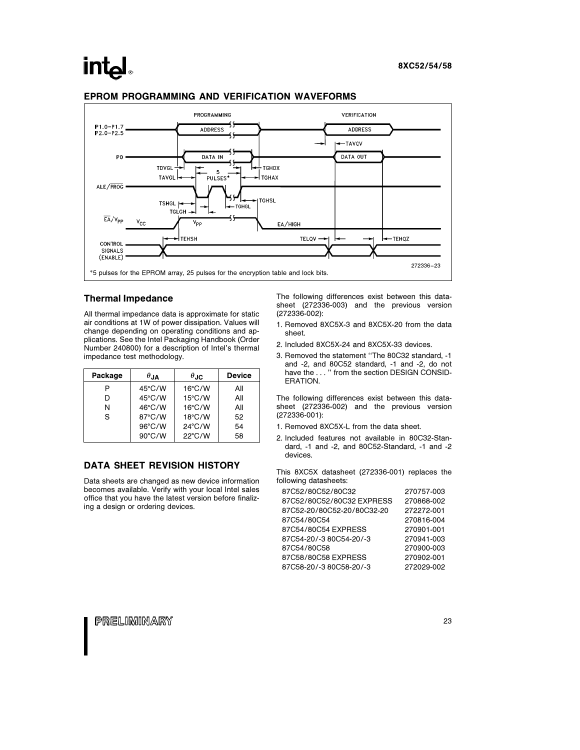## EPROM PROGRAMMING AND VERIFICATION WAVEFORMS

PROGRAMMING

VERIFICATION

P1.0–P1.7
P2.0–P2.5

ADDRESS

ADDRESS

TAVQV

P0

DATA IN

DATA OUT

TDVGL

TAVGL

5 PULSES*

TGHDX

TGHAX

ALE/$\overline{PROG}$

TSHGL

TGLGH

TGHGL

TGHSL

$\overline{EA}/V_{PP}$

$V_{CC}$

$V_{PP}$

EA/HIGH

TEHSH

TELQV

TEHQZ

CONTROL SIGNALS (ENABLE)

272336–23

*5 pulses for the EPROM array, 25 pulses for the encryption table and lock bits.

### Thermal Impedance

All thermal impedance data is approximate for static air conditions at 1W of power dissipation. Values will change depending on operating conditions and applications. See the Intel Packaging Handbook (Order Number 240800) for a description of Intel's thermal impedance test methodology.

| Package | $\theta_{JA}$ | $\theta_{JC}$ | Device |
|---|---|---|---|
| P | 45°C/W | 16°C/W | All |
| D | 45°C/W | 15°C/W | All |
| N | 46°C/W | 16°C/W | All |
| S | 87°C/W | 18°C/W | 52 |
| | 96°C/W | 24°C/W | 54 |
| | 90°C/W | 22°C/W | 58 |

## DATA SHEET REVISION HISTORY

Data sheets are changed as new device information becomes available. Verify with your local Intel sales office that you have the latest version before finalizing a design or ordering devices.

The following differences exist between this datasheet (272336-003) and the previous version (272336-002):

1. Removed 8XC5X-3 and 8XC5X-20 from the data sheet.
2. Included 8XC5X-24 and 8XC5X-33 devices.
3. Removed the statement "The 80C32 standard, -1 and -2, and 80C52 standard, -1 and -2, do not have the . . . " from the section DESIGN CONSIDERATION.

The following differences exist between this datasheet (272336-002) and the previous version (272336-001):

1. Removed 8XC5X-L from the data sheet.
2. Included features not available in 80C32-Standard, -1 and -2, and 80C52-Standard, -1 and -2 devices.

This 8XC5X datasheet (272336-001) replaces the following datasheets:

| | |
|---|---|
| 87C52/80C52/80C32 | 270757-003 |
| 87C52/80C52/80C32 EXPRESS | 270868-002 |
| 87C52-20/80C52-20/80C32-20 | 272272-001 |
| 87C54/80C54 | 270816-004 |
| 87C54/80C54 EXPRESS | 270901-001 |
| 87C54-20/-3 80C54-20/-3 | 270941-003 |
| 87C54/80C58 | 270900-003 |
| 87C58/80C58 EXPRESS | 270902-001 |
| 87C58-20/-3 80C58-20/-3 | 272029-002 |

PRELIMINARY